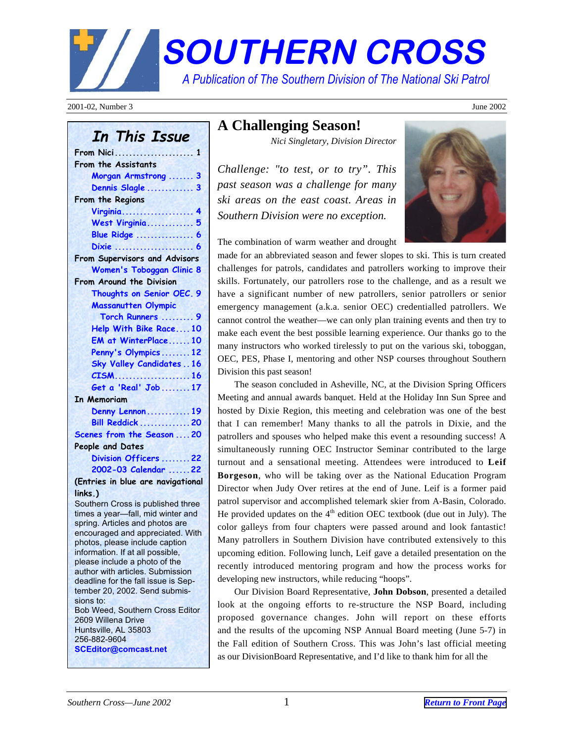# SOUTHERN CROSS

*A Publication of The Southern Division of The National Ski Patrol*

2001-02, Number 3 — June 2002

## In This Issue

- From Nici ..................... 1
- From the Assistants
  - Morgan Armstrong ....... 3
  - Dennis Slagle ............. 3
- From the Regions
  - Virginia.................... 4
  - West Virginia............. 5
  - Blue Ridge ................ 6
  - Dixie ...................... 6
- From Supervisors and Advisors
  - Women's Toboggan Clinic 8
- From Around the Division
  - Thoughts on Senior OEC. 9
  - Massanutten Olympic Torch Runners ......... 9
  - Help With Bike Race.... 10
  - EM at WinterPlace...... 10
  - Penny's Olympics........ 12
  - Sky Valley Candidates .. 16
  - CISM..................... 16
  - Get a 'Real' Job ........ 17
- In Memoriam
  - Denny Lennon............ 19
  - Bill Reddick .............. 20
- Scenes from the Season .... 20
- People and Dates
  - Division Officers ........ 22
  - 2002-03 Calendar ...... 22

(Entries in blue are navigational links.)

Southern Cross is published three times a year—fall, mid winter and spring. Articles and photos are encouraged and appreciated. With photos, please include caption information. If at all possible, please include a photo of the author with articles. Submission deadline for the fall issue is September 20, 2002. Send submissions to:
Bob Weed, Southern Cross Editor
2609 Willena Drive
Huntsville, AL 35803
256-882-9604
SCEditor@comcast.net

# A Challenging Season!

*Nici Singletary, Division Director*

*Challenge: "to test, or to try". This past season was a challenge for many ski areas on the east coast. Areas in Southern Division were no exception.*

The combination of warm weather and drought made for an abbreviated season and fewer slopes to ski. This is turn created challenges for patrols, candidates and patrollers working to improve their skills. Fortunately, our patrollers rose to the challenge, and as a result we have a significant number of new patrollers, senior patrollers or senior emergency management (a.k.a. senior OEC) credentialled patrollers. We cannot control the weather—we can only plan training events and then try to make each event the best possible learning experience. Our thanks go to the many instructors who worked tirelessly to put on the various ski, toboggan, OEC, PES, Phase I, mentoring and other NSP courses throughout Southern Division this past season!

The season concluded in Asheville, NC, at the Division Spring Officers Meeting and annual awards banquet. Held at the Holiday Inn Sun Spree and hosted by Dixie Region, this meeting and celebration was one of the best that I can remember! Many thanks to all the patrols in Dixie, and the patrollers and spouses who helped make this event a resounding success! A simultaneously running OEC Instructor Seminar contributed to the large turnout and a sensational meeting. Attendees were introduced to **Leif Borgeson**, who will be taking over as the National Education Program Director when Judy Over retires at the end of June. Leif is a former paid patrol supervisor and accomplished telemark skier from A-Basin, Colorado. He provided updates on the 4th edition OEC textbook (due out in July). The color galleys from four chapters were passed around and look fantastic! Many patrollers in Southern Division have contributed extensively to this upcoming edition. Following lunch, Leif gave a detailed presentation on the recently introduced mentoring program and how the process works for developing new instructors, while reducing "hoops".

Our Division Board Representative, **John Dobson**, presented a detailed look at the ongoing efforts to re-structure the NSP Board, including proposed governance changes. John will report on these efforts and the results of the upcoming NSP Annual Board meeting (June 5-7) in the Fall edition of Southern Cross. This was John's last official meeting as our DivisionBoard Representative, and I'd like to thank him for all the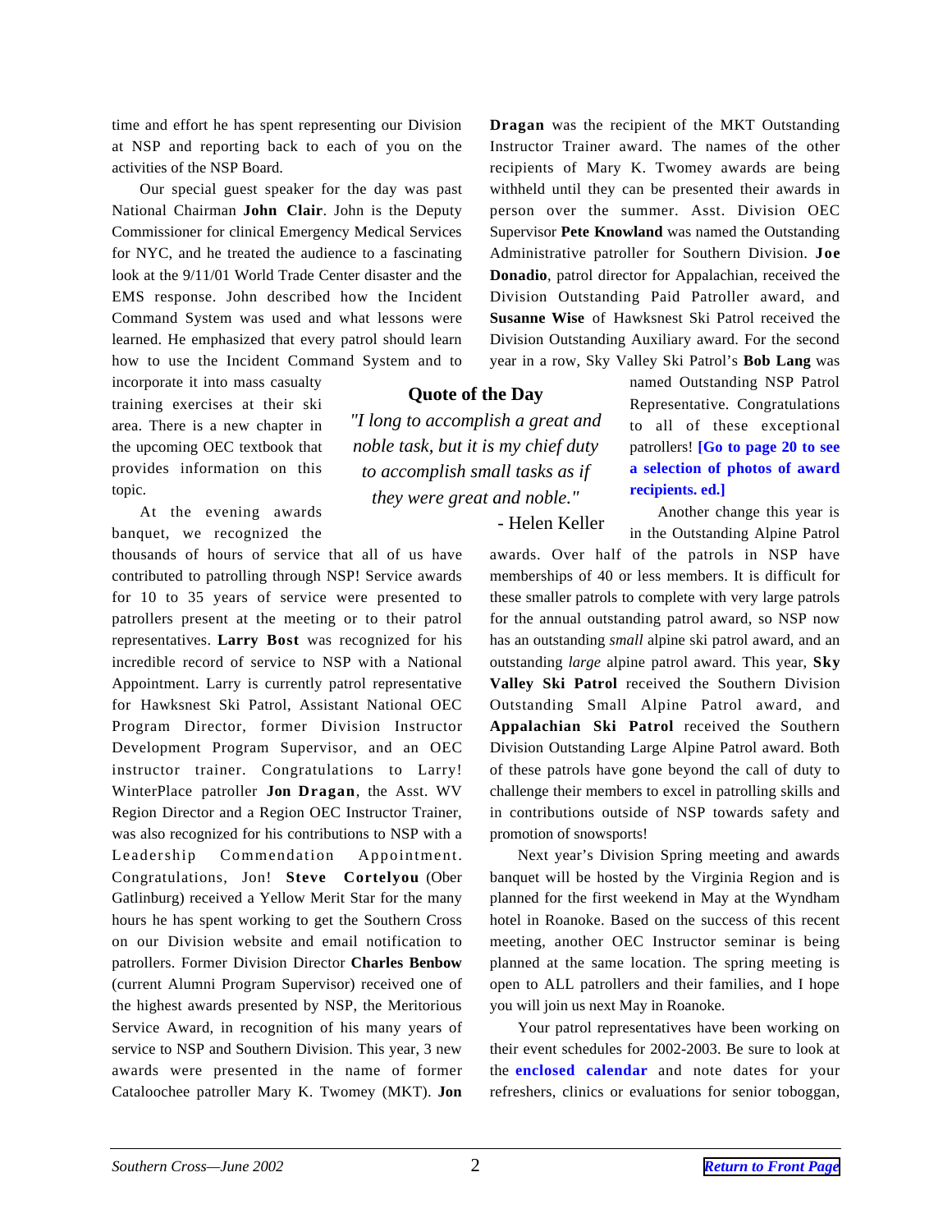time and effort he has spent representing our Division at NSP and reporting back to each of you on the activities of the NSP Board.

Our special guest speaker for the day was past National Chairman **John Clair**. John is the Deputy Commissioner for clinical Emergency Medical Services for NYC, and he treated the audience to a fascinating look at the 9/11/01 World Trade Center disaster and the EMS response. John described how the Incident Command System was used and what lessons were learned. He emphasized that every patrol should learn how to use the Incident Command System and to incorporate it into mass casualty training exercises at their ski area. There is a new chapter in the upcoming OEC textbook that provides information on this topic.

**Quote of the Day**

*"I long to accomplish a great and noble task, but it is my chief duty to accomplish small tasks as if they were great and noble."*

\- Helen Keller

At the evening awards banquet, we recognized the thousands of hours of service that all of us have contributed to patrolling through NSP! Service awards for 10 to 35 years of service were presented to patrollers present at the meeting or to their patrol representatives. **Larry Bost** was recognized for his incredible record of service to NSP with a National Appointment. Larry is currently patrol representative for Hawksnest Ski Patrol, Assistant National OEC Program Director, former Division Instructor Development Program Supervisor, and an OEC instructor trainer. Congratulations to Larry! WinterPlace patroller **Jon Dragan**, the Asst. WV Region Director and a Region OEC Instructor Trainer, was also recognized for his contributions to NSP with a Leadership Commendation Appointment. Congratulations, Jon! **Steve Cortelyou** (Ober Gatlinburg) received a Yellow Merit Star for the many hours he has spent working to get the Southern Cross on our Division website and email notification to patrollers. Former Division Director **Charles Benbow** (current Alumni Program Supervisor) received one of the highest awards presented by NSP, the Meritorious Service Award, in recognition of his many years of service to NSP and Southern Division. This year, 3 new awards were presented in the name of former Cataloochee patroller Mary K. Twomey (MKT). **Jon Dragan** was the recipient of the MKT Outstanding Instructor Trainer award. The names of the other recipients of Mary K. Twomey awards are being withheld until they can be presented their awards in person over the summer. Asst. Division OEC Supervisor **Pete Knowland** was named the Outstanding Administrative patroller for Southern Division. **Joe Donadio**, patrol director for Appalachian, received the Division Outstanding Paid Patroller award, and **Susanne Wise** of Hawksnest Ski Patrol received the Division Outstanding Auxiliary award. For the second year in a row, Sky Valley Ski Patrol's **Bob Lang** was named Outstanding NSP Patrol Representative. Congratulations to all of these exceptional patrollers! **[Go to page 20 to see a selection of photos of award recipients. ed.]**

Another change this year is in the Outstanding Alpine Patrol awards. Over half of the patrols in NSP have memberships of 40 or less members. It is difficult for these smaller patrols to complete with very large patrols for the annual outstanding patrol award, so NSP now has an outstanding *small* alpine ski patrol award, and an outstanding *large* alpine patrol award. This year, **Sky Valley Ski Patrol** received the Southern Division Outstanding Small Alpine Patrol award, and **Appalachian Ski Patrol** received the Southern Division Outstanding Large Alpine Patrol award. Both of these patrols have gone beyond the call of duty to challenge their members to excel in patrolling skills and in contributions outside of NSP towards safety and promotion of snowsports!

Next year's Division Spring meeting and awards banquet will be hosted by the Virginia Region and is planned for the first weekend in May at the Wyndham hotel in Roanoke. Based on the success of this recent meeting, another OEC Instructor seminar is being planned at the same location. The spring meeting is open to ALL patrollers and their families, and I hope you will join us next May in Roanoke.

Your patrol representatives have been working on their event schedules for 2002-2003. Be sure to look at the **enclosed calendar** and note dates for your refreshers, clinics or evaluations for senior toboggan,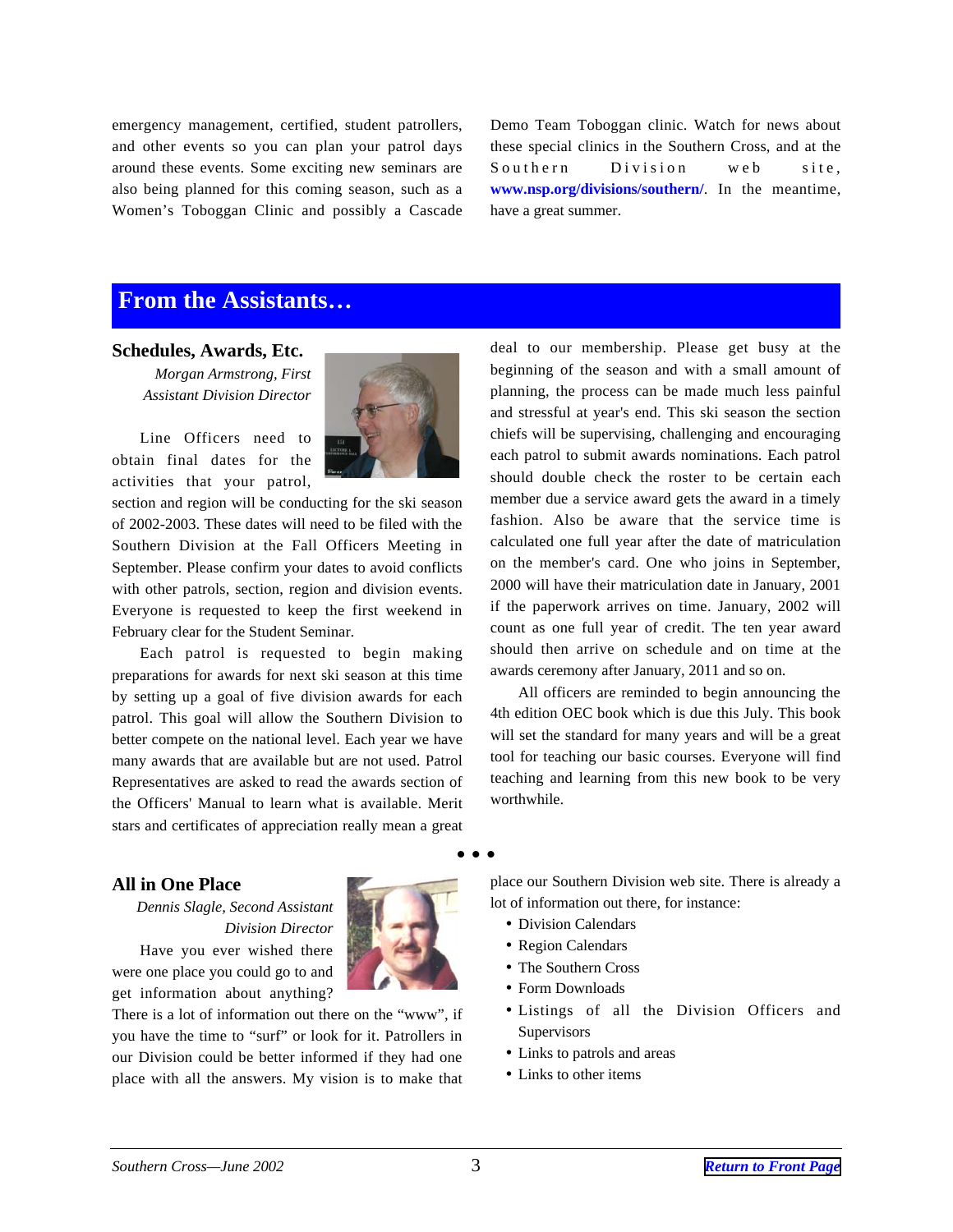emergency management, certified, student patrollers, and other events so you can plan your patrol days around these events. Some exciting new seminars are also being planned for this coming season, such as a Women's Toboggan Clinic and possibly a Cascade Demo Team Toboggan clinic. Watch for news about these special clinics in the Southern Cross, and at the Southern Division web site, **www.nsp.org/divisions/southern/**. In the meantime, have a great summer.

## From the Assistants…

### Schedules, Awards, Etc.

*Morgan Armstrong, First Assistant Division Director*

Line Officers need to obtain final dates for the activities that your patrol, section and region will be conducting for the ski season of 2002-2003. These dates will need to be filed with the Southern Division at the Fall Officers Meeting in September. Please confirm your dates to avoid conflicts with other patrols, section, region and division events. Everyone is requested to keep the first weekend in February clear for the Student Seminar.

Each patrol is requested to begin making preparations for awards for next ski season at this time by setting up a goal of five division awards for each patrol. This goal will allow the Southern Division to better compete on the national level. Each year we have many awards that are available but are not used. Patrol Representatives are asked to read the awards section of the Officers' Manual to learn what is available. Merit stars and certificates of appreciation really mean a great deal to our membership. Please get busy at the beginning of the season and with a small amount of planning, the process can be made much less painful and stressful at year's end. This ski season the section chiefs will be supervising, challenging and encouraging each patrol to submit awards nominations. Each patrol should double check the roster to be certain each member due a service award gets the award in a timely fashion. Also be aware that the service time is calculated one full year after the date of matriculation on the member's card. One who joins in September, 2000 will have their matriculation date in January, 2001 if the paperwork arrives on time. January, 2002 will count as one full year of credit. The ten year award should then arrive on schedule and on time at the awards ceremony after January, 2011 and so on.

All officers are reminded to begin announcing the 4th edition OEC book which is due this July. This book will set the standard for many years and will be a great tool for teaching our basic courses. Everyone will find teaching and learning from this new book to be very worthwhile.

• • •

### All in One Place

*Dennis Slagle, Second Assistant Division Director*

Have you ever wished there were one place you could go to and get information about anything? There is a lot of information out there on the "www", if you have the time to "surf" or look for it. Patrollers in our Division could be better informed if they had one place with all the answers. My vision is to make that place our Southern Division web site. There is already a lot of information out there, for instance:

- Division Calendars
- Region Calendars
- The Southern Cross
- Form Downloads
- Listings of all the Division Officers and Supervisors
- Links to patrols and areas
- Links to other items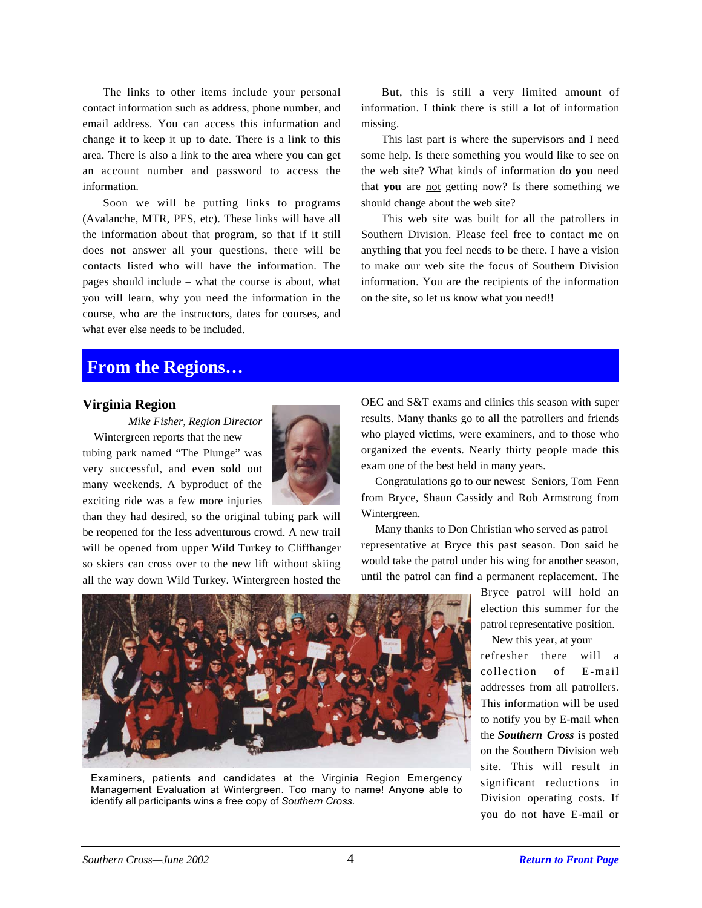The links to other items include your personal contact information such as address, phone number, and email address. You can access this information and change it to keep it up to date. There is a link to this area. There is also a link to the area where you can get an account number and password to access the information.

Soon we will be putting links to programs (Avalanche, MTR, PES, etc). These links will have all the information about that program, so that if it still does not answer all your questions, there will be contacts listed who will have the information. The pages should include – what the course is about, what you will learn, why you need the information in the course, who are the instructors, dates for courses, and what ever else needs to be included.

But, this is still a very limited amount of information. I think there is still a lot of information missing.

This last part is where the supervisors and I need some help. Is there something you would like to see on the web site? What kinds of information do **you** need that **you** are not getting now? Is there something we should change about the web site?

This web site was built for all the patrollers in Southern Division. Please feel free to contact me on anything that you feel needs to be there. I have a vision to make our web site the focus of Southern Division information. You are the recipients of the information on the site, so let us know what you need!!

## From the Regions…

### Virginia Region

*Mike Fisher, Region Director*

Wintergreen reports that the new tubing park named "The Plunge" was very successful, and even sold out many weekends. A byproduct of the exciting ride was a few more injuries than they had desired, so the original tubing park will be reopened for the less adventurous crowd. A new trail will be opened from upper Wild Turkey to Cliffhanger so skiers can cross over to the new lift without skiing all the way down Wild Turkey. Wintergreen hosted the OEC and S&T exams and clinics this season with super results. Many thanks go to all the patrollers and friends who played victims, were examiners, and to those who organized the events. Nearly thirty people made this exam one of the best held in many years.

Congratulations go to our newest Seniors, Tom Fenn from Bryce, Shaun Cassidy and Rob Armstrong from Wintergreen.

Many thanks to Don Christian who served as patrol representative at Bryce this past season. Don said he would take the patrol under his wing for another season, until the patrol can find a permanent replacement. The Bryce patrol will hold an election this summer for the patrol representative position.

Examiners, patients and candidates at the Virginia Region Emergency Management Evaluation at Wintergreen. Too many to name! Anyone able to identify all participants wins a free copy of *Southern Cross*.

New this year, at your refresher there will a collection of E-mail addresses from all patrollers. This information will be used to notify you by E-mail when the ***Southern Cross*** is posted on the Southern Division web site. This will result in significant reductions in Division operating costs. If you do not have E-mail or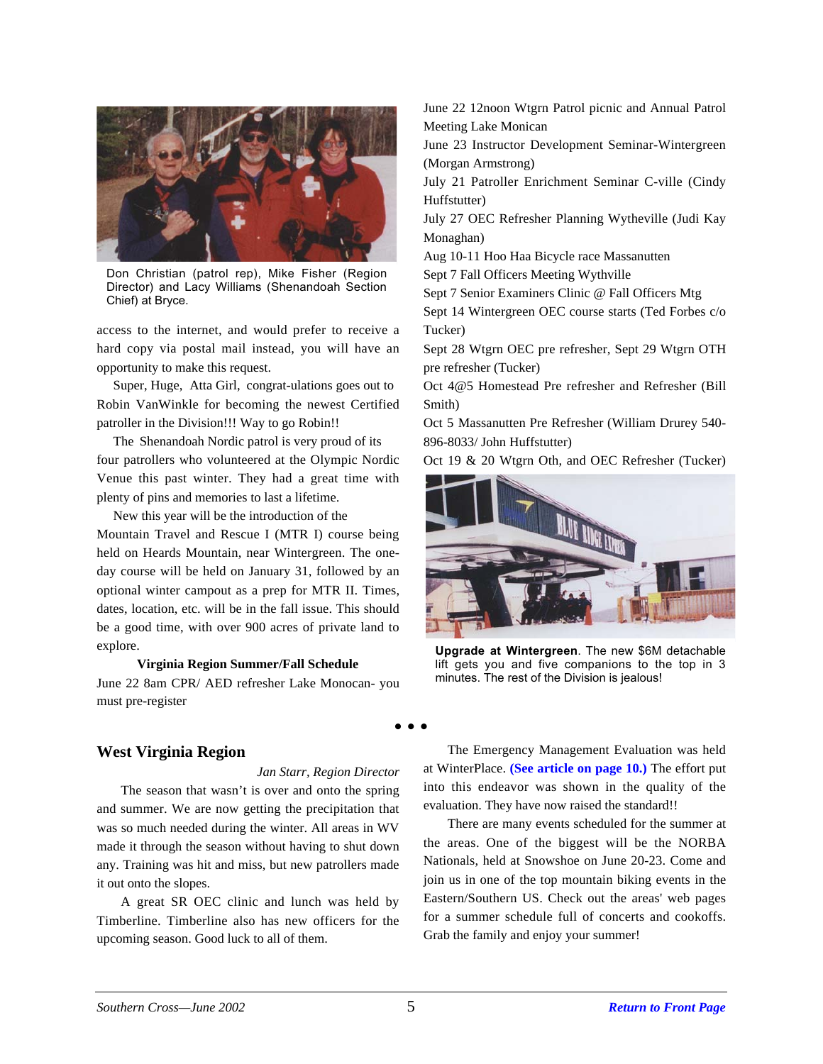Don Christian (patrol rep), Mike Fisher (Region Director) and Lacy Williams (Shenandoah Section Chief) at Bryce.

access to the internet, and would prefer to receive a hard copy via postal mail instead, you will have an opportunity to make this request.

Super, Huge, Atta Girl, congrat-ulations goes out to Robin VanWinkle for becoming the newest Certified patroller in the Division!!! Way to go Robin!!

The Shenandoah Nordic patrol is very proud of its four patrollers who volunteered at the Olympic Nordic Venue this past winter. They had a great time with plenty of pins and memories to last a lifetime.

New this year will be the introduction of the Mountain Travel and Rescue I (MTR I) course being held on Heards Mountain, near Wintergreen. The one-day course will be held on January 31, followed by an optional winter campout as a prep for MTR II. Times, dates, location, etc. will be in the fall issue. This should be a good time, with over 900 acres of private land to explore.

**Virginia Region Summer/Fall Schedule**

June 22 8am CPR/ AED refresher Lake Monocan- you must pre-register

June 22 12noon Wtgrn Patrol picnic and Annual Patrol Meeting Lake Monican

June 23 Instructor Development Seminar-Wintergreen (Morgan Armstrong)

July 21 Patroller Enrichment Seminar C-ville (Cindy Huffstutter)

July 27 OEC Refresher Planning Wytheville (Judi Kay Monaghan)

Aug 10-11 Hoo Haa Bicycle race Massanutten

Sept 7 Fall Officers Meeting Wythville

Sept 7 Senior Examiners Clinic @ Fall Officers Mtg

Sept 14 Wintergreen OEC course starts (Ted Forbes c/o Tucker)

Sept 28 Wtgrn OEC pre refresher, Sept 29 Wtgrn OTH pre refresher (Tucker)

Oct 4@5 Homestead Pre refresher and Refresher (Bill Smith)

Oct 5 Massanutten Pre Refresher (William Drurey 540-896-8033/ John Huffstutter)

Oct 19 & 20 Wtgrn Oth, and OEC Refresher (Tucker)

**Upgrade at Wintergreen**. The new $6M detachable lift gets you and five companions to the top in 3 minutes. The rest of the Division is jealous!

• • •

## West Virginia Region

*Jan Starr, Region Director*

The season that wasn't is over and onto the spring and summer. We are now getting the precipitation that was so much needed during the winter. All areas in WV made it through the season without having to shut down any. Training was hit and miss, but new patrollers made it out onto the slopes.

A great SR OEC clinic and lunch was held by Timberline. Timberline also has new officers for the upcoming season. Good luck to all of them.

The Emergency Management Evaluation was held at WinterPlace. **(See article on page 10.)** The effort put into this endeavor was shown in the quality of the evaluation. They have now raised the standard!!

There are many events scheduled for the summer at the areas. One of the biggest will be the NORBA Nationals, held at Snowshoe on June 20-23. Come and join us in one of the top mountain biking events in the Eastern/Southern US. Check out the areas' web pages for a summer schedule full of concerts and cookoffs. Grab the family and enjoy your summer!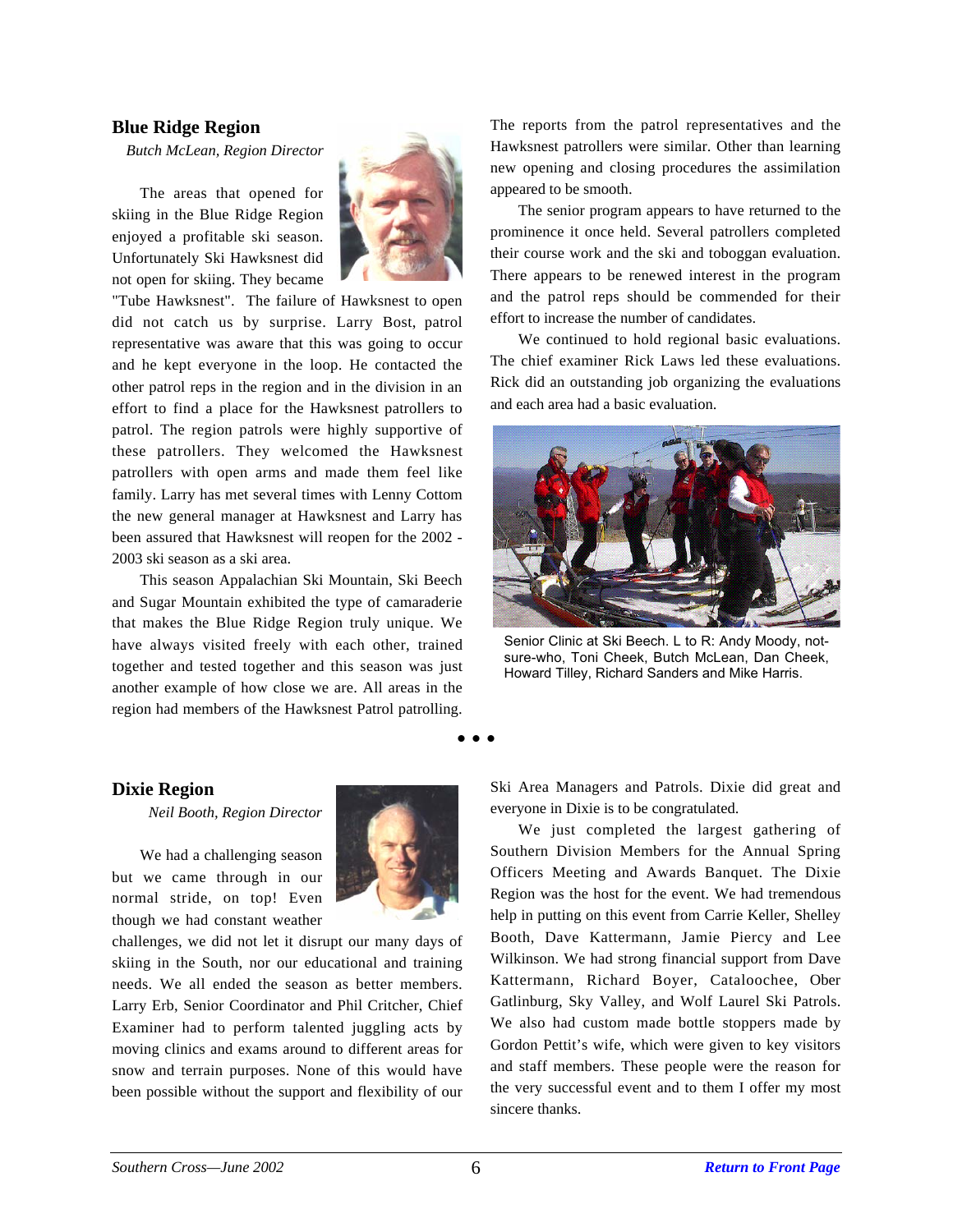## Blue Ridge Region

*Butch McLean, Region Director*

The areas that opened for skiing in the Blue Ridge Region enjoyed a profitable ski season. Unfortunately Ski Hawksnest did not open for skiing. They became "Tube Hawksnest". The failure of Hawksnest to open did not catch us by surprise. Larry Bost, patrol representative was aware that this was going to occur and he kept everyone in the loop. He contacted the other patrol reps in the region and in the division in an effort to find a place for the Hawksnest patrollers to patrol. The region patrols were highly supportive of these patrollers. They welcomed the Hawksnest patrollers with open arms and made them feel like family. Larry has met several times with Lenny Cottom the new general manager at Hawksnest and Larry has been assured that Hawksnest will reopen for the 2002 - 2003 ski season as a ski area.

This season Appalachian Ski Mountain, Ski Beech and Sugar Mountain exhibited the type of camaraderie that makes the Blue Ridge Region truly unique. We have always visited freely with each other, trained together and tested together and this season was just another example of how close we are. All areas in the region had members of the Hawksnest Patrol patrolling.

The reports from the patrol representatives and the Hawksnest patrollers were similar. Other than learning new opening and closing procedures the assimilation appeared to be smooth.

The senior program appears to have returned to the prominence it once held. Several patrollers completed their course work and the ski and toboggan evaluation. There appears to be renewed interest in the program and the patrol reps should be commended for their effort to increase the number of candidates.

We continued to hold regional basic evaluations. The chief examiner Rick Laws led these evaluations. Rick did an outstanding job organizing the evaluations and each area had a basic evaluation.

Senior Clinic at Ski Beech. L to R: Andy Moody, not-sure-who, Toni Cheek, Butch McLean, Dan Cheek, Howard Tilley, Richard Sanders and Mike Harris.

• • •

## Dixie Region

*Neil Booth, Region Director*

We had a challenging season but we came through in our normal stride, on top! Even though we had constant weather challenges, we did not let it disrupt our many days of skiing in the South, nor our educational and training needs. We all ended the season as better members. Larry Erb, Senior Coordinator and Phil Critcher, Chief Examiner had to perform talented juggling acts by moving clinics and exams around to different areas for snow and terrain purposes. None of this would have been possible without the support and flexibility of our Ski Area Managers and Patrols. Dixie did great and everyone in Dixie is to be congratulated.

We just completed the largest gathering of Southern Division Members for the Annual Spring Officers Meeting and Awards Banquet. The Dixie Region was the host for the event. We had tremendous help in putting on this event from Carrie Keller, Shelley Booth, Dave Kattermann, Jamie Piercy and Lee Wilkinson. We had strong financial support from Dave Kattermann, Richard Boyer, Cataloochee, Ober Gatlinburg, Sky Valley, and Wolf Laurel Ski Patrols. We also had custom made bottle stoppers made by Gordon Pettit's wife, which were given to key visitors and staff members. These people were the reason for the very successful event and to them I offer my most sincere thanks.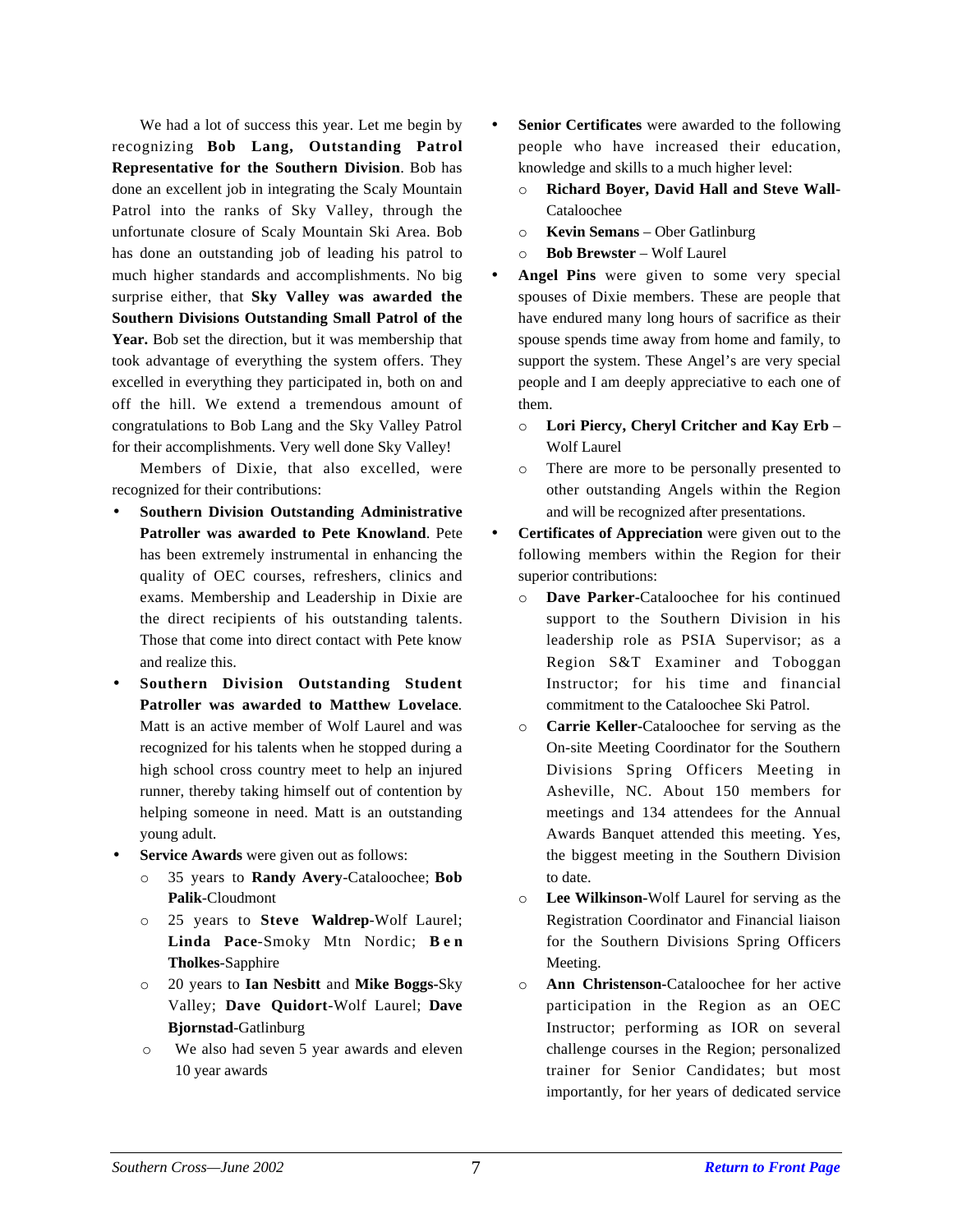We had a lot of success this year. Let me begin by recognizing **Bob Lang, Outstanding Patrol Representative for the Southern Division**. Bob has done an excellent job in integrating the Scaly Mountain Patrol into the ranks of Sky Valley, through the unfortunate closure of Scaly Mountain Ski Area. Bob has done an outstanding job of leading his patrol to much higher standards and accomplishments. No big surprise either, that **Sky Valley was awarded the Southern Divisions Outstanding Small Patrol of the Year.** Bob set the direction, but it was membership that took advantage of everything the system offers. They excelled in everything they participated in, both on and off the hill. We extend a tremendous amount of congratulations to Bob Lang and the Sky Valley Patrol for their accomplishments. Very well done Sky Valley!

Members of Dixie, that also excelled, were recognized for their contributions:

- **Southern Division Outstanding Administrative Patroller was awarded to Pete Knowland**. Pete has been extremely instrumental in enhancing the quality of OEC courses, refreshers, clinics and exams. Membership and Leadership in Dixie are the direct recipients of his outstanding talents. Those that come into direct contact with Pete know and realize this.
- **Southern Division Outstanding Student Patroller was awarded to Matthew Lovelace**. Matt is an active member of Wolf Laurel and was recognized for his talents when he stopped during a high school cross country meet to help an injured runner, thereby taking himself out of contention by helping someone in need. Matt is an outstanding young adult.
- **Service Awards** were given out as follows:
  - 35 years to **Randy Avery**-Cataloochee; **Bob Palik**-Cloudmont
  - 25 years to **Steve Waldrep**-Wolf Laurel; **Linda Pace**-Smoky Mtn Nordic; **Ben Tholkes**-Sapphire
  - 20 years to **Ian Nesbitt** and **Mike Boggs**-Sky Valley; **Dave Quidort**-Wolf Laurel; **Dave Bjornstad**-Gatlinburg
  - We also had seven 5 year awards and eleven 10 year awards
- **Senior Certificates** were awarded to the following people who have increased their education, knowledge and skills to a much higher level:
  - **Richard Boyer, David Hall and Steve Wall**-Cataloochee
  - **Kevin Semans** – Ober Gatlinburg
  - **Bob Brewster** – Wolf Laurel
- **Angel Pins** were given to some very special spouses of Dixie members. These are people that have endured many long hours of sacrifice as their spouse spends time away from home and family, to support the system. These Angel's are very special people and I am deeply appreciative to each one of them.
  - **Lori Piercy, Cheryl Critcher and Kay Erb** – Wolf Laurel
  - There are more to be personally presented to other outstanding Angels within the Region and will be recognized after presentations.
- **Certificates of Appreciation** were given out to the following members within the Region for their superior contributions:
  - **Dave Parker**-Cataloochee for his continued support to the Southern Division in his leadership role as PSIA Supervisor; as a Region S&T Examiner and Toboggan Instructor; for his time and financial commitment to the Cataloochee Ski Patrol.
  - **Carrie Keller**-Cataloochee for serving as the On-site Meeting Coordinator for the Southern Divisions Spring Officers Meeting in Asheville, NC. About 150 members for meetings and 134 attendees for the Annual Awards Banquet attended this meeting. Yes, the biggest meeting in the Southern Division to date.
  - **Lee Wilkinson**-Wolf Laurel for serving as the Registration Coordinator and Financial liaison for the Southern Divisions Spring Officers Meeting.
  - **Ann Christenson**-Cataloochee for her active participation in the Region as an OEC Instructor; performing as IOR on several challenge courses in the Region; personalized trainer for Senior Candidates; but most importantly, for her years of dedicated service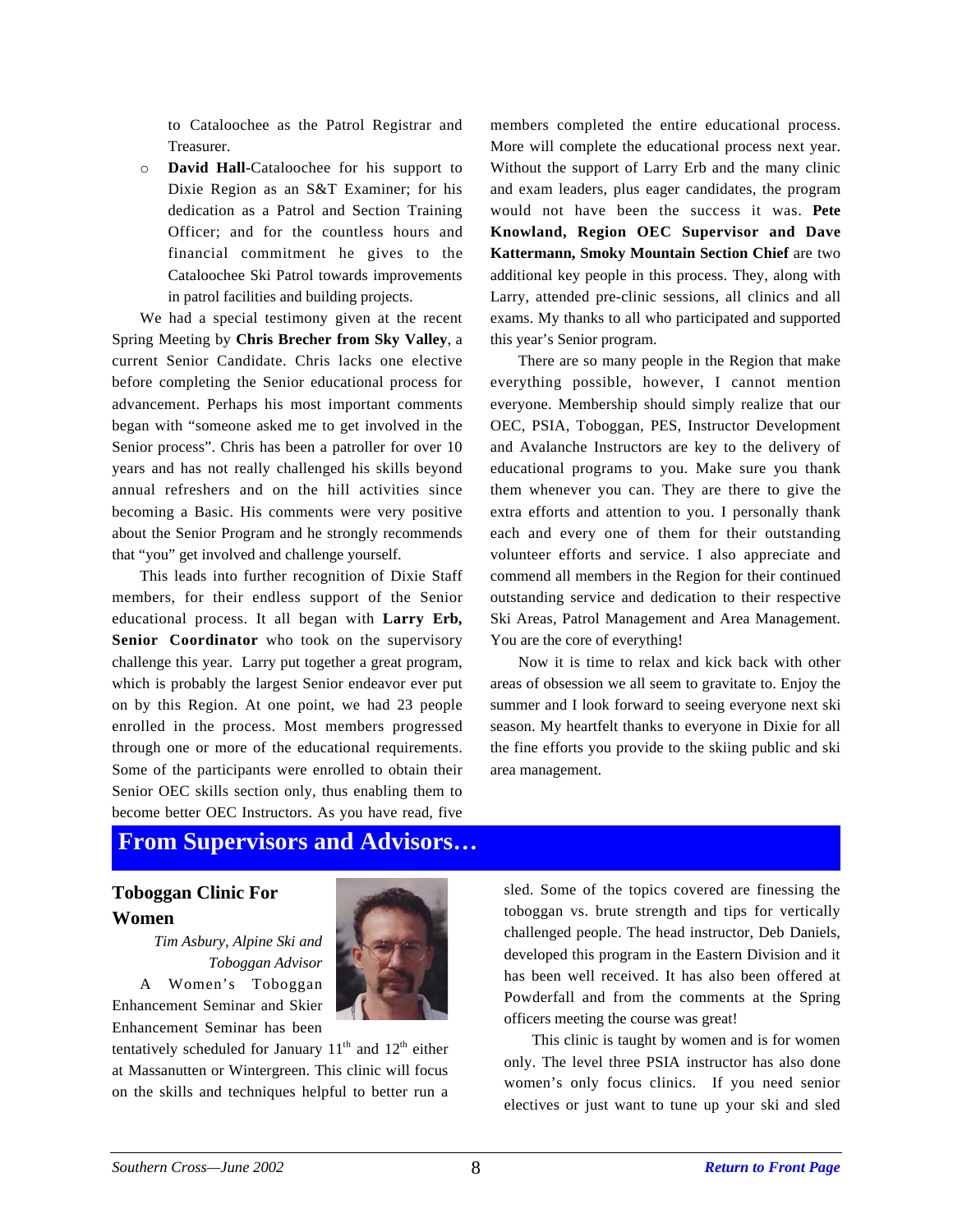to Cataloochee as the Patrol Registrar and Treasurer.

- **David Hall**-Cataloochee for his support to Dixie Region as an S&T Examiner; for his dedication as a Patrol and Section Training Officer; and for the countless hours and financial commitment he gives to the Cataloochee Ski Patrol towards improvements in patrol facilities and building projects.

We had a special testimony given at the recent Spring Meeting by **Chris Brecher from Sky Valley**, a current Senior Candidate. Chris lacks one elective before completing the Senior educational process for advancement. Perhaps his most important comments began with "someone asked me to get involved in the Senior process". Chris has been a patroller for over 10 years and has not really challenged his skills beyond annual refreshers and on the hill activities since becoming a Basic. His comments were very positive about the Senior Program and he strongly recommends that "you" get involved and challenge yourself.

This leads into further recognition of Dixie Staff members, for their endless support of the Senior educational process. It all began with **Larry Erb, Senior Coordinator** who took on the supervisory challenge this year. Larry put together a great program, which is probably the largest Senior endeavor ever put on by this Region. At one point, we had 23 people enrolled in the process. Most members progressed through one or more of the educational requirements. Some of the participants were enrolled to obtain their Senior OEC skills section only, thus enabling them to become better OEC Instructors. As you have read, five members completed the entire educational process. More will complete the educational process next year. Without the support of Larry Erb and the many clinic and exam leaders, plus eager candidates, the program would not have been the success it was. **Pete Knowland, Region OEC Supervisor and Dave Kattermann, Smoky Mountain Section Chief** are two additional key people in this process. They, along with Larry, attended pre-clinic sessions, all clinics and all exams. My thanks to all who participated and supported this year's Senior program.

There are so many people in the Region that make everything possible, however, I cannot mention everyone. Membership should simply realize that our OEC, PSIA, Toboggan, PES, Instructor Development and Avalanche Instructors are key to the delivery of educational programs to you. Make sure you thank them whenever you can. They are there to give the extra efforts and attention to you. I personally thank each and every one of them for their outstanding volunteer efforts and service. I also appreciate and commend all members in the Region for their continued outstanding service and dedication to their respective Ski Areas, Patrol Management and Area Management. You are the core of everything!

Now it is time to relax and kick back with other areas of obsession we all seem to gravitate to. Enjoy the summer and I look forward to seeing everyone next ski season. My heartfelt thanks to everyone in Dixie for all the fine efforts you provide to the skiing public and ski area management.

# From Supervisors and Advisors…

## Toboggan Clinic For Women

*Tim Asbury, Alpine Ski and Toboggan Advisor*

A Women's Toboggan Enhancement Seminar and Skier Enhancement Seminar has been tentatively scheduled for January 11th and 12th either at Massanutten or Wintergreen. This clinic will focus on the skills and techniques helpful to better run a sled. Some of the topics covered are finessing the toboggan vs. brute strength and tips for vertically challenged people. The head instructor, Deb Daniels, developed this program in the Eastern Division and it has been well received. It has also been offered at Powderfall and from the comments at the Spring officers meeting the course was great!

This clinic is taught by women and is for women only. The level three PSIA instructor has also done women's only focus clinics. If you need senior electives or just want to tune up your ski and sled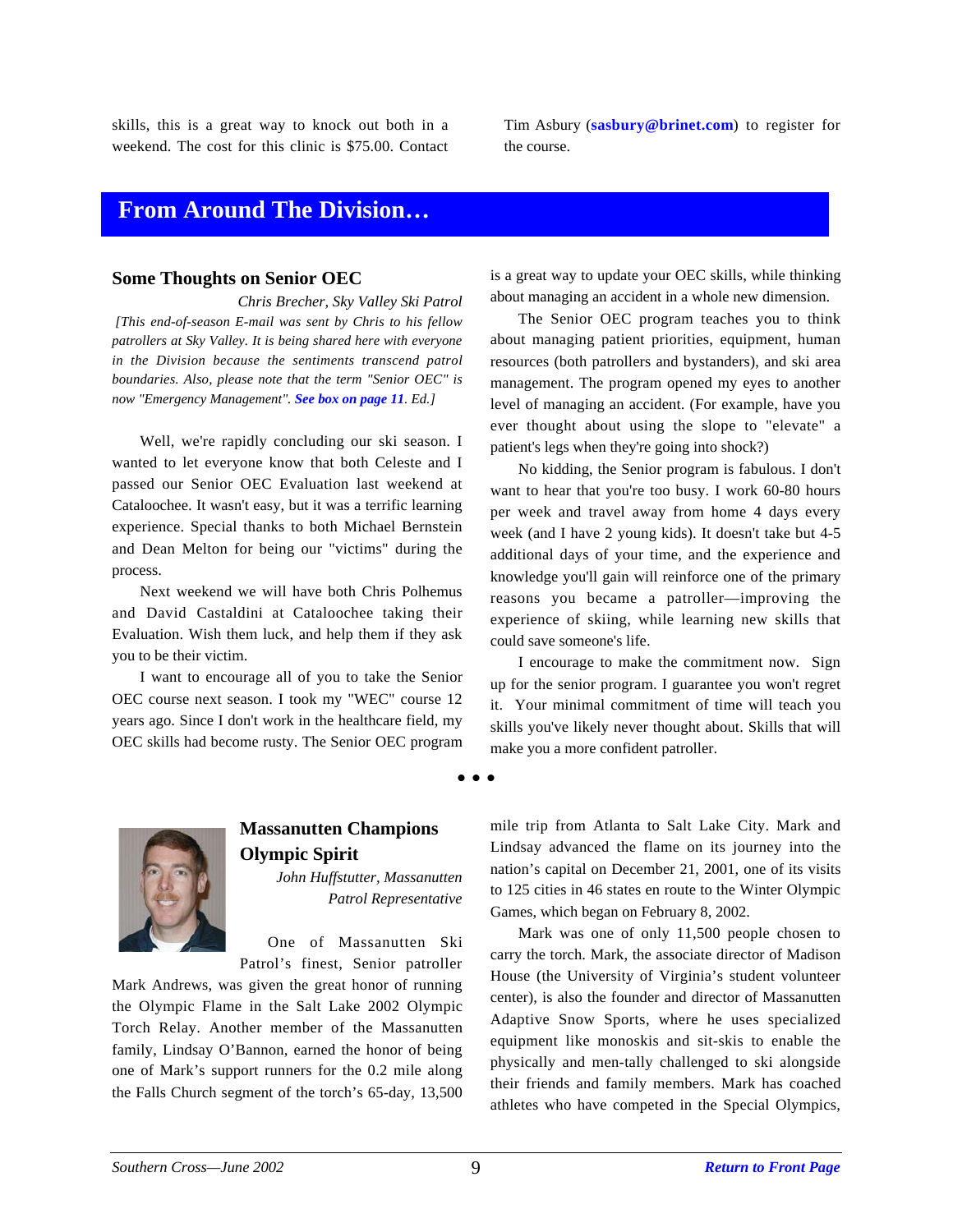skills, this is a great way to knock out both in a weekend. The cost for this clinic is $75.00. Contact Tim Asbury (**sasbury@brinet.com**) to register for the course.

## From Around The Division…

### Some Thoughts on Senior OEC

*Chris Brecher, Sky Valley Ski Patrol*

*[This end-of-season E-mail was sent by Chris to his fellow patrollers at Sky Valley. It is being shared here with everyone in the Division because the sentiments transcend patrol boundaries. Also, please note that the term "Senior OEC" is now "Emergency Management". **See box on page 11**. Ed.]*

Well, we're rapidly concluding our ski season. I wanted to let everyone know that both Celeste and I passed our Senior OEC Evaluation last weekend at Cataloochee. It wasn't easy, but it was a terrific learning experience. Special thanks to both Michael Bernstein and Dean Melton for being our "victims" during the process.

Next weekend we will have both Chris Polhemus and David Castaldini at Cataloochee taking their Evaluation. Wish them luck, and help them if they ask you to be their victim.

I want to encourage all of you to take the Senior OEC course next season. I took my "WEC" course 12 years ago. Since I don't work in the healthcare field, my OEC skills had become rusty. The Senior OEC program is a great way to update your OEC skills, while thinking about managing an accident in a whole new dimension.

The Senior OEC program teaches you to think about managing patient priorities, equipment, human resources (both patrollers and bystanders), and ski area management. The program opened my eyes to another level of managing an accident. (For example, have you ever thought about using the slope to "elevate" a patient's legs when they're going into shock?)

No kidding, the Senior program is fabulous. I don't want to hear that you're too busy. I work 60-80 hours per week and travel away from home 4 days every week (and I have 2 young kids). It doesn't take but 4-5 additional days of your time, and the experience and knowledge you'll gain will reinforce one of the primary reasons you became a patroller—improving the experience of skiing, while learning new skills that could save someone's life.

I encourage to make the commitment now. Sign up for the senior program. I guarantee you won't regret it. Your minimal commitment of time will teach you skills you've likely never thought about. Skills that will make you a more confident patroller.

• • •

### Massanutten Champions Olympic Spirit

*John Huffstutter, Massanutten Patrol Representative*

One of Massanutten Ski Patrol's finest, Senior patroller Mark Andrews, was given the great honor of running the Olympic Flame in the Salt Lake 2002 Olympic Torch Relay. Another member of the Massanutten family, Lindsay O'Bannon, earned the honor of being one of Mark's support runners for the 0.2 mile along the Falls Church segment of the torch's 65-day, 13,500 mile trip from Atlanta to Salt Lake City. Mark and Lindsay advanced the flame on its journey into the nation's capital on December 21, 2001, one of its visits to 125 cities in 46 states en route to the Winter Olympic Games, which began on February 8, 2002.

Mark was one of only 11,500 people chosen to carry the torch. Mark, the associate director of Madison House (the University of Virginia's student volunteer center), is also the founder and director of Massanutten Adaptive Snow Sports, where he uses specialized equipment like monoskis and sit-skis to enable the physically and men-tally challenged to ski alongside their friends and family members. Mark has coached athletes who have competed in the Special Olympics,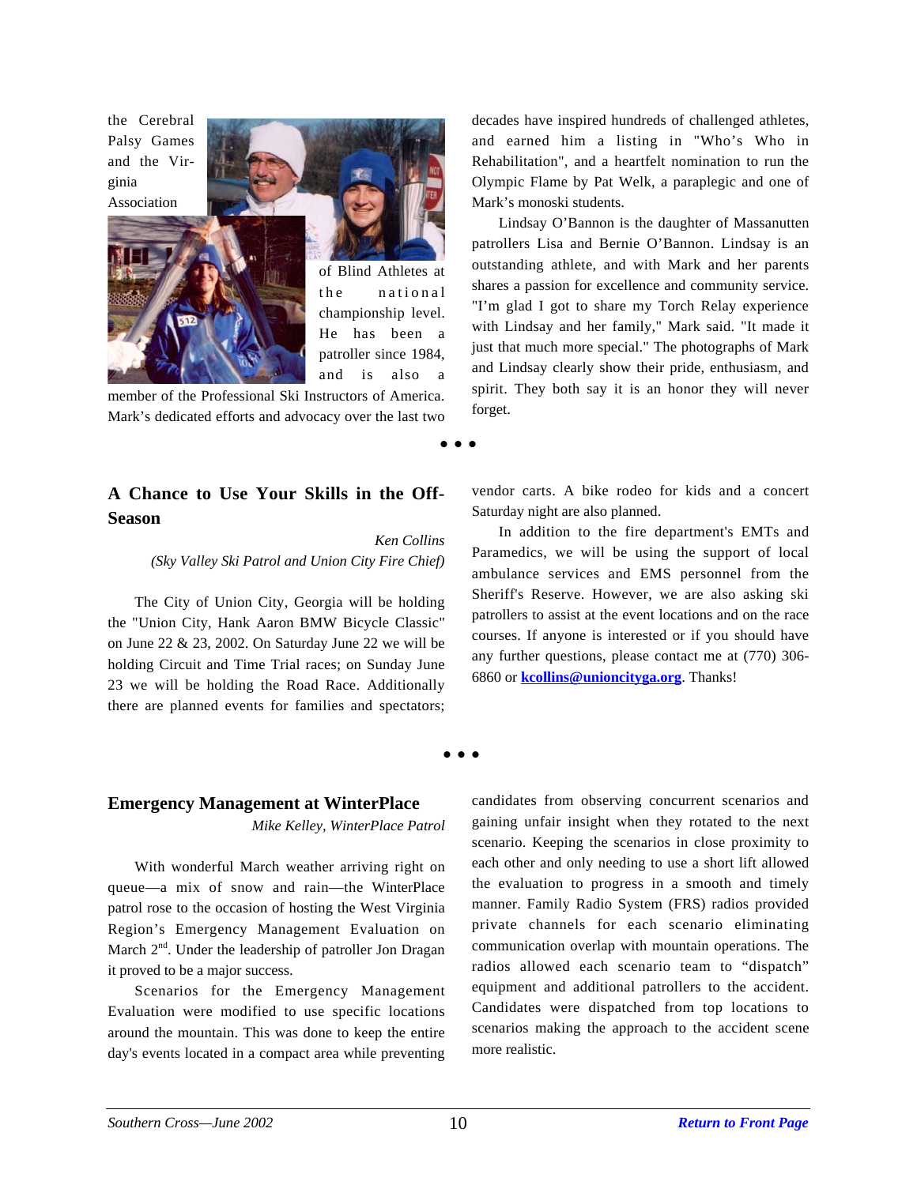the Cerebral Palsy Games and the Virginia Association of Blind Athletes at the national championship level. He has been a patroller since 1984, and is also a member of the Professional Ski Instructors of America. Mark's dedicated efforts and advocacy over the last two decades have inspired hundreds of challenged athletes, and earned him a listing in "Who's Who in Rehabilitation", and a heartfelt nomination to run the Olympic Flame by Pat Welk, a paraplegic and one of Mark's monoski students.

Lindsay O'Bannon is the daughter of Massanutten patrollers Lisa and Bernie O'Bannon. Lindsay is an outstanding athlete, and with Mark and her parents shares a passion for excellence and community service. "I'm glad I got to share my Torch Relay experience with Lindsay and her family," Mark said. "It made it just that much more special." The photographs of Mark and Lindsay clearly show their pride, enthusiasm, and spirit. They both say it is an honor they will never forget.

• • •

## A Chance to Use Your Skills in the Off-Season

*Ken Collins*
*(Sky Valley Ski Patrol and Union City Fire Chief)*

The City of Union City, Georgia will be holding the "Union City, Hank Aaron BMW Bicycle Classic" on June 22 & 23, 2002. On Saturday June 22 we will be holding Circuit and Time Trial races; on Sunday June 23 we will be holding the Road Race. Additionally there are planned events for families and spectators; vendor carts. A bike rodeo for kids and a concert Saturday night are also planned.

In addition to the fire department's EMTs and Paramedics, we will be using the support of local ambulance services and EMS personnel from the Sheriff's Reserve. However, we are also asking ski patrollers to assist at the event locations and on the race courses. If anyone is interested or if you should have any further questions, please contact me at (770) 306-6860 or **kcollins@unioncityga.org**. Thanks!

• • •

## Emergency Management at WinterPlace

*Mike Kelley, WinterPlace Patrol*

With wonderful March weather arriving right on queue—a mix of snow and rain—the WinterPlace patrol rose to the occasion of hosting the West Virginia Region's Emergency Management Evaluation on March 2nd. Under the leadership of patroller Jon Dragan it proved to be a major success.

Scenarios for the Emergency Management Evaluation were modified to use specific locations around the mountain. This was done to keep the entire day's events located in a compact area while preventing candidates from observing concurrent scenarios and gaining unfair insight when they rotated to the next scenario. Keeping the scenarios in close proximity to each other and only needing to use a short lift allowed the evaluation to progress in a smooth and timely manner. Family Radio System (FRS) radios provided private channels for each scenario eliminating communication overlap with mountain operations. The radios allowed each scenario team to "dispatch" equipment and additional patrollers to the accident. Candidates were dispatched from top locations to scenarios making the approach to the accident scene more realistic.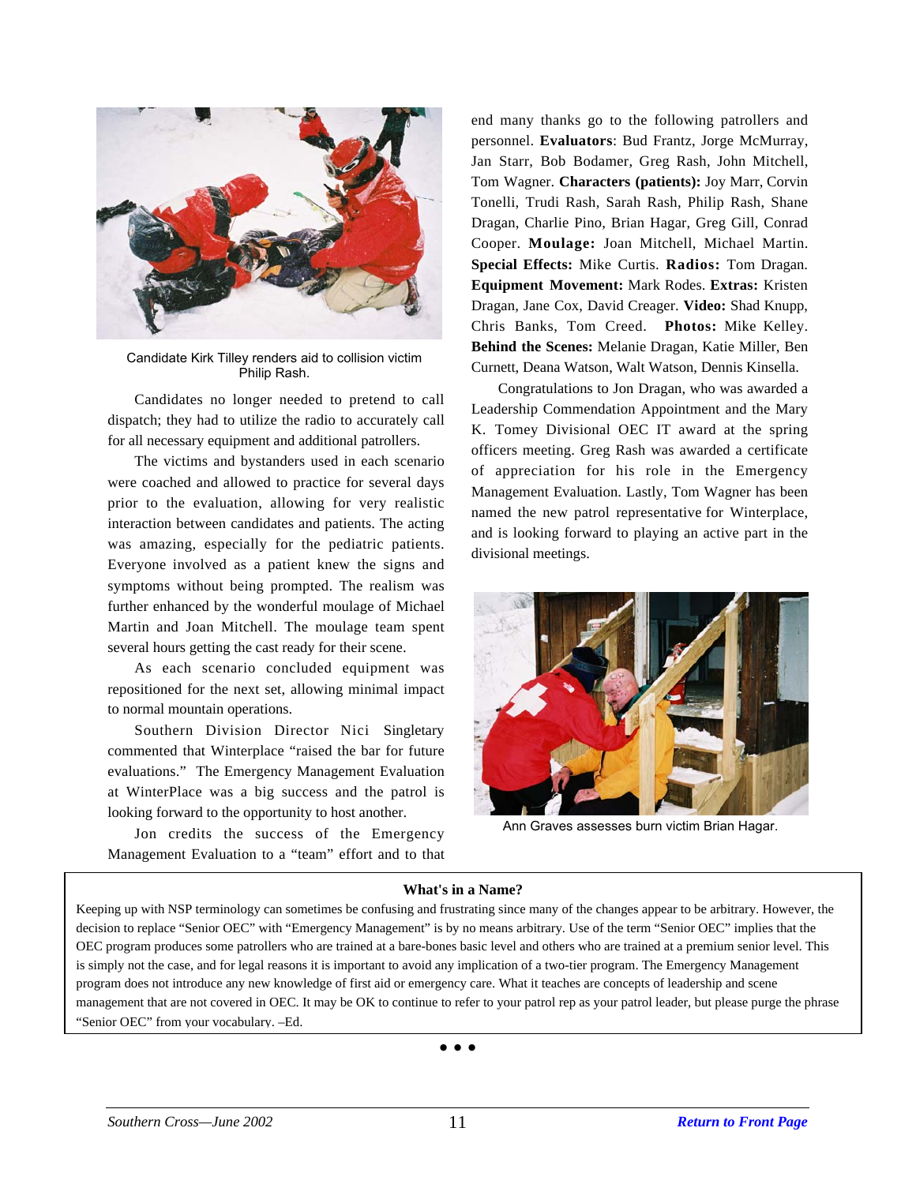Candidate Kirk Tilley renders aid to collision victim Philip Rash.

Candidates no longer needed to pretend to call dispatch; they had to utilize the radio to accurately call for all necessary equipment and additional patrollers.

The victims and bystanders used in each scenario were coached and allowed to practice for several days prior to the evaluation, allowing for very realistic interaction between candidates and patients. The acting was amazing, especially for the pediatric patients. Everyone involved as a patient knew the signs and symptoms without being prompted. The realism was further enhanced by the wonderful moulage of Michael Martin and Joan Mitchell. The moulage team spent several hours getting the cast ready for their scene.

As each scenario concluded equipment was repositioned for the next set, allowing minimal impact to normal mountain operations.

Southern Division Director Nici Singletary commented that Winterplace "raised the bar for future evaluations." The Emergency Management Evaluation at WinterPlace was a big success and the patrol is looking forward to the opportunity to host another.

Jon credits the success of the Emergency Management Evaluation to a "team" effort and to that end many thanks go to the following patrollers and personnel. **Evaluators**: Bud Frantz, Jorge McMurray, Jan Starr, Bob Bodamer, Greg Rash, John Mitchell, Tom Wagner. **Characters (patients):** Joy Marr, Corvin Tonelli, Trudi Rash, Sarah Rash, Philip Rash, Shane Dragan, Charlie Pino, Brian Hagar, Greg Gill, Conrad Cooper. **Moulage:** Joan Mitchell, Michael Martin. **Special Effects:** Mike Curtis. **Radios:** Tom Dragan. **Equipment Movement:** Mark Rodes. **Extras:** Kristen Dragan, Jane Cox, David Creager. **Video:** Shad Knupp, Chris Banks, Tom Creed. **Photos:** Mike Kelley. **Behind the Scenes:** Melanie Dragan, Katie Miller, Ben Curnett, Deana Watson, Walt Watson, Dennis Kinsella.

Congratulations to Jon Dragan, who was awarded a Leadership Commendation Appointment and the Mary K. Tomey Divisional OEC IT award at the spring officers meeting. Greg Rash was awarded a certificate of appreciation for his role in the Emergency Management Evaluation. Lastly, Tom Wagner has been named the new patrol representative for Winterplace, and is looking forward to playing an active part in the divisional meetings.

Ann Graves assesses burn victim Brian Hagar.

**What's in a Name?**

Keeping up with NSP terminology can sometimes be confusing and frustrating since many of the changes appear to be arbitrary. However, the decision to replace "Senior OEC" with "Emergency Management" is by no means arbitrary. Use of the term "Senior OEC" implies that the OEC program produces some patrollers who are trained at a bare-bones basic level and others who are trained at a premium senior level. This is simply not the case, and for legal reasons it is important to avoid any implication of a two-tier program. The Emergency Management program does not introduce any new knowledge of first aid or emergency care. What it teaches are concepts of leadership and scene management that are not covered in OEC. It may be OK to continue to refer to your patrol rep as your patrol leader, but please purge the phrase "Senior OEC" from your vocabulary. –Ed.

• • •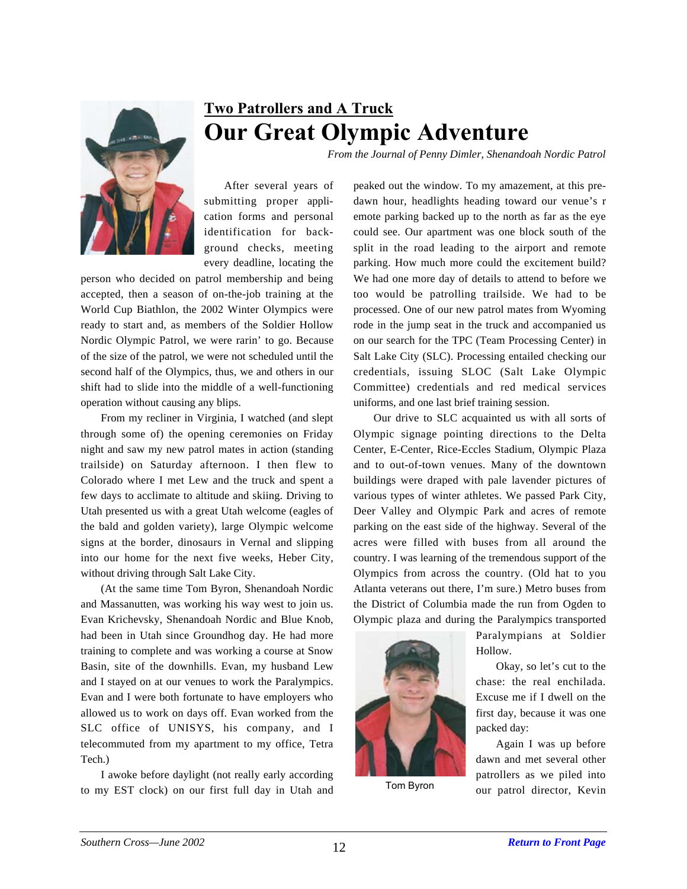## Two Patrollers and A Truck

# Our Great Olympic Adventure

*From the Journal of Penny Dimler, Shenandoah Nordic Patrol*

After several years of submitting proper application forms and personal identification for background checks, meeting every deadline, locating the person who decided on patrol membership and being accepted, then a season of on-the-job training at the World Cup Biathlon, the 2002 Winter Olympics were ready to start and, as members of the Soldier Hollow Nordic Olympic Patrol, we were rarin' to go. Because of the size of the patrol, we were not scheduled until the second half of the Olympics, thus, we and others in our shift had to slide into the middle of a well-functioning operation without causing any blips.

From my recliner in Virginia, I watched (and slept through some of) the opening ceremonies on Friday night and saw my new patrol mates in action (standing trailside) on Saturday afternoon. I then flew to Colorado where I met Lew and the truck and spent a few days to acclimate to altitude and skiing. Driving to Utah presented us with a great Utah welcome (eagles of the bald and golden variety), large Olympic welcome signs at the border, dinosaurs in Vernal and slipping into our home for the next five weeks, Heber City, without driving through Salt Lake City.

(At the same time Tom Byron, Shenandoah Nordic and Massanutten, was working his way west to join us. Evan Krichevsky, Shenandoah Nordic and Blue Knob, had been in Utah since Groundhog day. He had more training to complete and was working a course at Snow Basin, site of the downhills. Evan, my husband Lew and I stayed on at our venues to work the Paralympics. Evan and I were both fortunate to have employers who allowed us to work on days off. Evan worked from the SLC office of UNISYS, his company, and I telecommuted from my apartment to my office, Tetra Tech.)

I awoke before daylight (not really early according to my EST clock) on our first full day in Utah and peaked out the window. To my amazement, at this pre-dawn hour, headlights heading toward our venue's r emote parking backed up to the north as far as the eye could see. Our apartment was one block south of the split in the road leading to the airport and remote parking. How much more could the excitement build? We had one more day of details to attend to before we too would be patrolling trailside. We had to be processed. One of our new patrol mates from Wyoming rode in the jump seat in the truck and accompanied us on our search for the TPC (Team Processing Center) in Salt Lake City (SLC). Processing entailed checking our credentials, issuing SLOC (Salt Lake Olympic Committee) credentials and red medical services uniforms, and one last brief training session.

Our drive to SLC acquainted us with all sorts of Olympic signage pointing directions to the Delta Center, E-Center, Rice-Eccles Stadium, Olympic Plaza and to out-of-town venues. Many of the downtown buildings were draped with pale lavender pictures of various types of winter athletes. We passed Park City, Deer Valley and Olympic Park and acres of remote parking on the east side of the highway. Several of the acres were filled with buses from all around the country. I was learning of the tremendous support of the Olympics from across the country. (Old hat to you Atlanta veterans out there, I'm sure.) Metro buses from the District of Columbia made the run from Ogden to Olympic plaza and during the Paralympics transported Paralympians at Soldier Hollow.

Tom Byron

Okay, so let's cut to the chase: the real enchilada. Excuse me if I dwell on the first day, because it was one packed day:

Again I was up before dawn and met several other patrollers as we piled into our patrol director, Kevin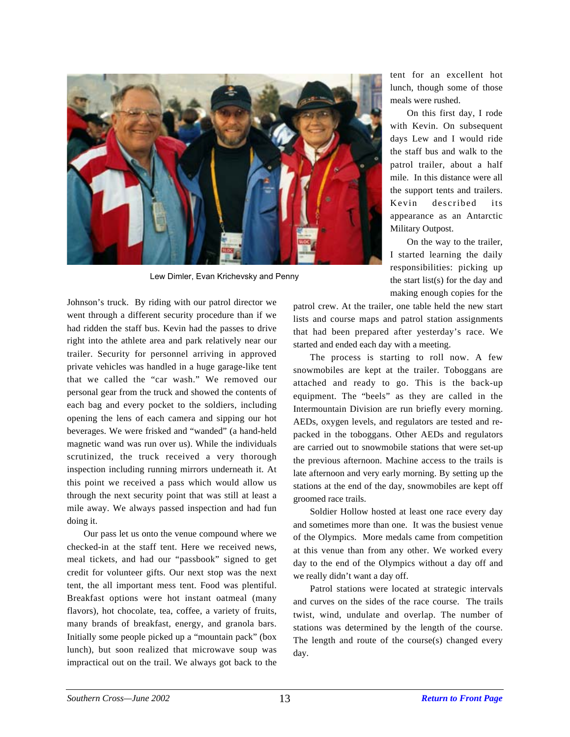Lew Dimler, Evan Krichevsky and Penny

Johnson's truck. By riding with our patrol director we went through a different security procedure than if we had ridden the staff bus. Kevin had the passes to drive right into the athlete area and park relatively near our trailer. Security for personnel arriving in approved private vehicles was handled in a huge garage-like tent that we called the "car wash." We removed our personal gear from the truck and showed the contents of each bag and every pocket to the soldiers, including opening the lens of each camera and sipping our hot beverages. We were frisked and "wanded" (a hand-held magnetic wand was run over us). While the individuals scrutinized, the truck received a very thorough inspection including running mirrors underneath it. At this point we received a pass which would allow us through the next security point that was still at least a mile away. We always passed inspection and had fun doing it.

Our pass let us onto the venue compound where we checked-in at the staff tent. Here we received news, meal tickets, and had our "passbook" signed to get credit for volunteer gifts. Our next stop was the next tent, the all important mess tent. Food was plentiful. Breakfast options were hot instant oatmeal (many flavors), hot chocolate, tea, coffee, a variety of fruits, many brands of breakfast, energy, and granola bars. Initially some people picked up a "mountain pack" (box lunch), but soon realized that microwave soup was impractical out on the trail. We always got back to the tent for an excellent hot lunch, though some of those meals were rushed.

On this first day, I rode with Kevin. On subsequent days Lew and I would ride the staff bus and walk to the patrol trailer, about a half mile. In this distance were all the support tents and trailers. Kevin described its appearance as an Antarctic Military Outpost.

On the way to the trailer, I started learning the daily responsibilities: picking up the start list(s) for the day and making enough copies for the patrol crew. At the trailer, one table held the new start lists and course maps and patrol station assignments that had been prepared after yesterday's race. We started and ended each day with a meeting.

The process is starting to roll now. A few snowmobiles are kept at the trailer. Toboggans are attached and ready to go. This is the back-up equipment. The "beels" as they are called in the Intermountain Division are run briefly every morning. AEDs, oxygen levels, and regulators are tested and re-packed in the toboggans. Other AEDs and regulators are carried out to snowmobile stations that were set-up the previous afternoon. Machine access to the trails is late afternoon and very early morning. By setting up the stations at the end of the day, snowmobiles are kept off groomed race trails.

Soldier Hollow hosted at least one race every day and sometimes more than one. It was the busiest venue of the Olympics. More medals came from competition at this venue than from any other. We worked every day to the end of the Olympics without a day off and we really didn't want a day off.

Patrol stations were located at strategic intervals and curves on the sides of the race course. The trails twist, wind, undulate and overlap. The number of stations was determined by the length of the course. The length and route of the course(s) changed every day.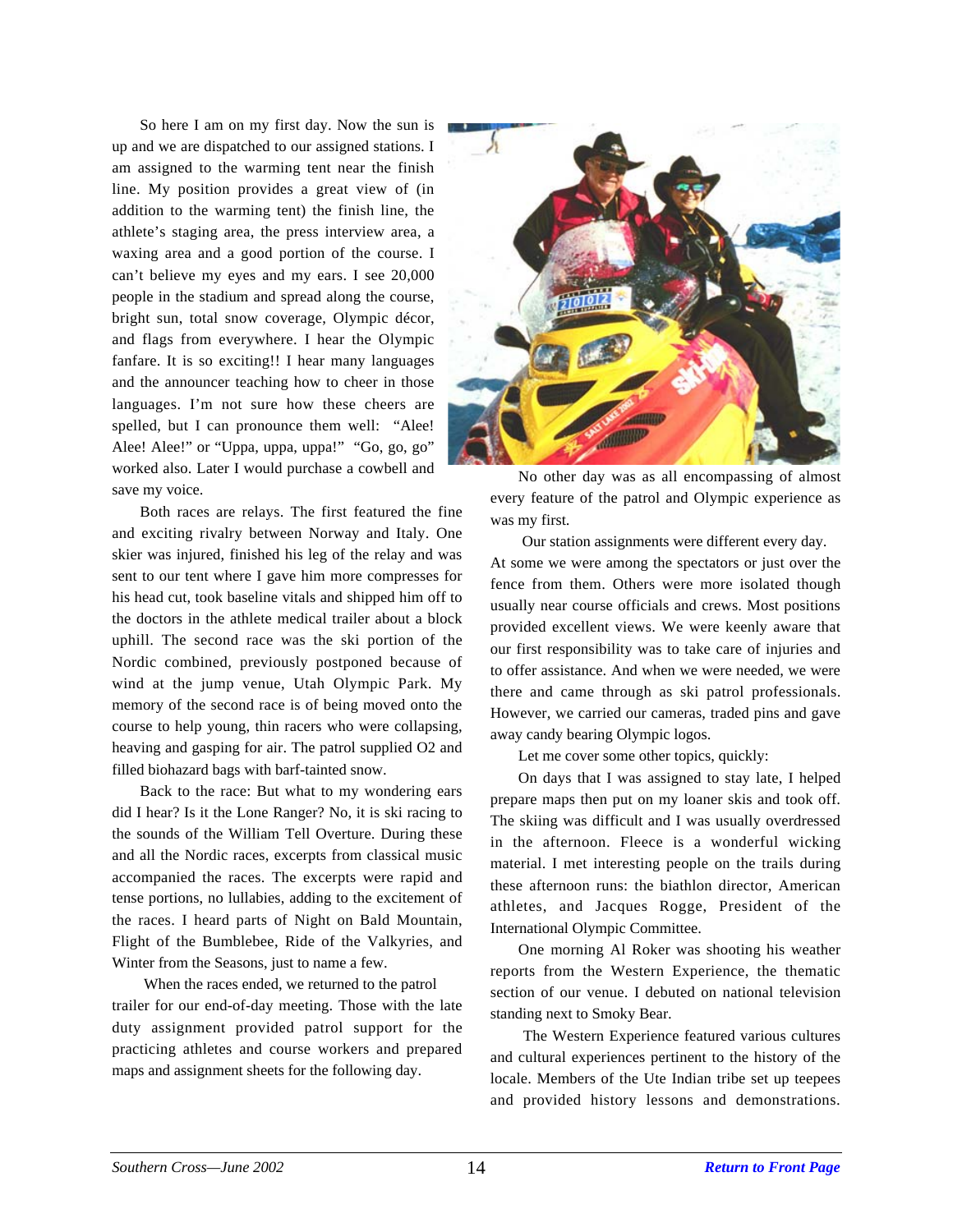So here I am on my first day. Now the sun is up and we are dispatched to our assigned stations. I am assigned to the warming tent near the finish line. My position provides a great view of (in addition to the warming tent) the finish line, the athlete's staging area, the press interview area, a waxing area and a good portion of the course. I can't believe my eyes and my ears. I see 20,000 people in the stadium and spread along the course, bright sun, total snow coverage, Olympic décor, and flags from everywhere. I hear the Olympic fanfare. It is so exciting!! I hear many languages and the announcer teaching how to cheer in those languages. I'm not sure how these cheers are spelled, but I can pronounce them well: "Alee! Alee! Alee!" or "Uppa, uppa, uppa!" "Go, go, go" worked also. Later I would purchase a cowbell and save my voice.

Both races are relays. The first featured the fine and exciting rivalry between Norway and Italy. One skier was injured, finished his leg of the relay and was sent to our tent where I gave him more compresses for his head cut, took baseline vitals and shipped him off to the doctors in the athlete medical trailer about a block uphill. The second race was the ski portion of the Nordic combined, previously postponed because of wind at the jump venue, Utah Olympic Park. My memory of the second race is of being moved onto the course to help young, thin racers who were collapsing, heaving and gasping for air. The patrol supplied O2 and filled biohazard bags with barf-tainted snow.

Back to the race: But what to my wondering ears did I hear? Is it the Lone Ranger? No, it is ski racing to the sounds of the William Tell Overture. During these and all the Nordic races, excerpts from classical music accompanied the races. The excerpts were rapid and tense portions, no lullabies, adding to the excitement of the races. I heard parts of Night on Bald Mountain, Flight of the Bumblebee, Ride of the Valkyries, and Winter from the Seasons, just to name a few.

When the races ended, we returned to the patrol trailer for our end-of-day meeting. Those with the late duty assignment provided patrol support for the practicing athletes and course workers and prepared maps and assignment sheets for the following day.

No other day was as all encompassing of almost every feature of the patrol and Olympic experience as was my first.

Our station assignments were different every day. At some we were among the spectators or just over the fence from them. Others were more isolated though usually near course officials and crews. Most positions provided excellent views. We were keenly aware that our first responsibility was to take care of injuries and to offer assistance. And when we were needed, we were there and came through as ski patrol professionals. However, we carried our cameras, traded pins and gave away candy bearing Olympic logos.

Let me cover some other topics, quickly:

On days that I was assigned to stay late, I helped prepare maps then put on my loaner skis and took off. The skiing was difficult and I was usually overdressed in the afternoon. Fleece is a wonderful wicking material. I met interesting people on the trails during these afternoon runs: the biathlon director, American athletes, and Jacques Rogge, President of the International Olympic Committee.

One morning Al Roker was shooting his weather reports from the Western Experience, the thematic section of our venue. I debuted on national television standing next to Smoky Bear.

The Western Experience featured various cultures and cultural experiences pertinent to the history of the locale. Members of the Ute Indian tribe set up teepees and provided history lessons and demonstrations.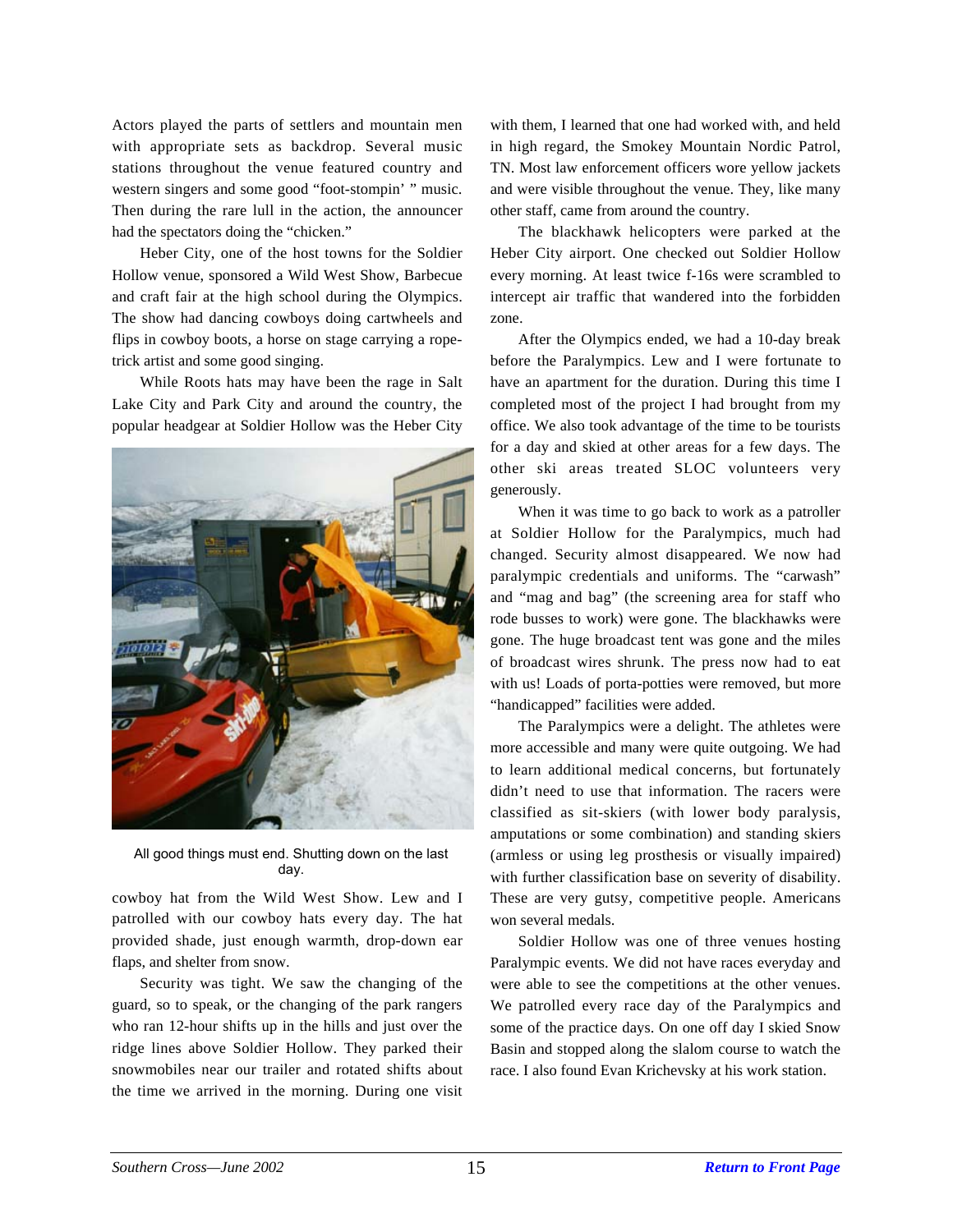Actors played the parts of settlers and mountain men with appropriate sets as backdrop. Several music stations throughout the venue featured country and western singers and some good "foot-stompin' " music. Then during the rare lull in the action, the announcer had the spectators doing the "chicken."

Heber City, one of the host towns for the Soldier Hollow venue, sponsored a Wild West Show, Barbecue and craft fair at the high school during the Olympics. The show had dancing cowboys doing cartwheels and flips in cowboy boots, a horse on stage carrying a rope-trick artist and some good singing.

While Roots hats may have been the rage in Salt Lake City and Park City and around the country, the popular headgear at Soldier Hollow was the Heber City cowboy hat from the Wild West Show. Lew and I patrolled with our cowboy hats every day. The hat provided shade, just enough warmth, drop-down ear flaps, and shelter from snow.

All good things must end. Shutting down on the last day.

Security was tight. We saw the changing of the guard, so to speak, or the changing of the park rangers who ran 12-hour shifts up in the hills and just over the ridge lines above Soldier Hollow. They parked their snowmobiles near our trailer and rotated shifts about the time we arrived in the morning. During one visit with them, I learned that one had worked with, and held in high regard, the Smokey Mountain Nordic Patrol, TN. Most law enforcement officers wore yellow jackets and were visible throughout the venue. They, like many other staff, came from around the country.

The blackhawk helicopters were parked at the Heber City airport. One checked out Soldier Hollow every morning. At least twice f-16s were scrambled to intercept air traffic that wandered into the forbidden zone.

After the Olympics ended, we had a 10-day break before the Paralympics. Lew and I were fortunate to have an apartment for the duration. During this time I completed most of the project I had brought from my office. We also took advantage of the time to be tourists for a day and skied at other areas for a few days. The other ski areas treated SLOC volunteers very generously.

When it was time to go back to work as a patroller at Soldier Hollow for the Paralympics, much had changed. Security almost disappeared. We now had paralympic credentials and uniforms. The "carwash" and "mag and bag" (the screening area for staff who rode busses to work) were gone. The blackhawks were gone. The huge broadcast tent was gone and the miles of broadcast wires shrunk. The press now had to eat with us! Loads of porta-potties were removed, but more "handicapped" facilities were added.

The Paralympics were a delight. The athletes were more accessible and many were quite outgoing. We had to learn additional medical concerns, but fortunately didn't need to use that information. The racers were classified as sit-skiers (with lower body paralysis, amputations or some combination) and standing skiers (armless or using leg prosthesis or visually impaired) with further classification base on severity of disability. These are very gutsy, competitive people. Americans won several medals.

Soldier Hollow was one of three venues hosting Paralympic events. We did not have races everyday and were able to see the competitions at the other venues. We patrolled every race day of the Paralympics and some of the practice days. On one off day I skied Snow Basin and stopped along the slalom course to watch the race. I also found Evan Krichevsky at his work station.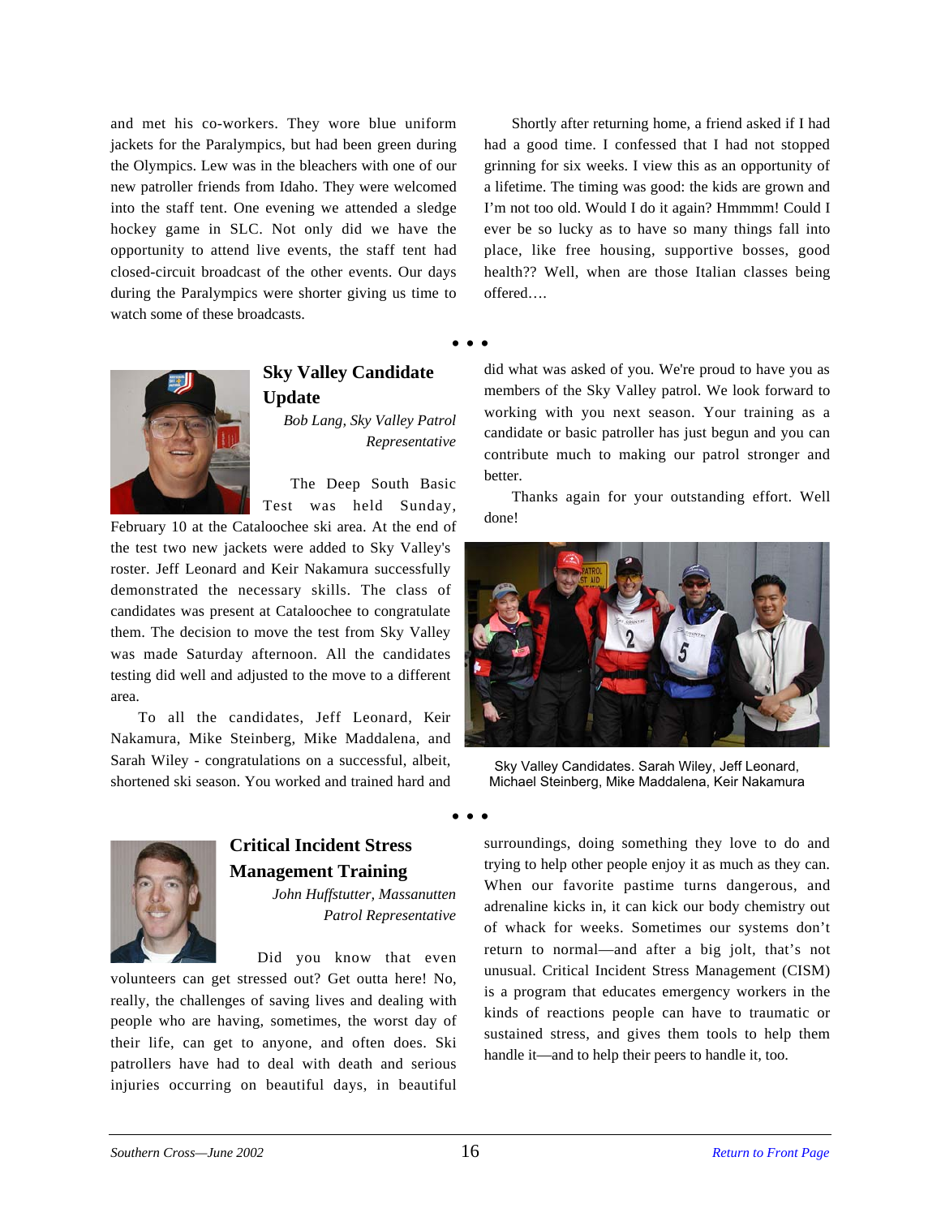and met his co-workers. They wore blue uniform jackets for the Paralympics, but had been green during the Olympics. Lew was in the bleachers with one of our new patroller friends from Idaho. They were welcomed into the staff tent. One evening we attended a sledge hockey game in SLC. Not only did we have the opportunity to attend live events, the staff tent had closed-circuit broadcast of the other events. Our days during the Paralympics were shorter giving us time to watch some of these broadcasts.

Shortly after returning home, a friend asked if I had had a good time. I confessed that I had not stopped grinning for six weeks. I view this as an opportunity of a lifetime. The timing was good: the kids are grown and I'm not too old. Would I do it again? Hmmmm! Could I ever be so lucky as to have so many things fall into place, like free housing, supportive bosses, good health?? Well, when are those Italian classes being offered….

• • •

## Sky Valley Candidate Update

*Bob Lang, Sky Valley Patrol Representative*

The Deep South Basic Test was held Sunday, February 10 at the Cataloochee ski area. At the end of the test two new jackets were added to Sky Valley's roster. Jeff Leonard and Keir Nakamura successfully demonstrated the necessary skills. The class of candidates was present at Cataloochee to congratulate them. The decision to move the test from Sky Valley was made Saturday afternoon. All the candidates testing did well and adjusted to the move to a different area.

To all the candidates, Jeff Leonard, Keir Nakamura, Mike Steinberg, Mike Maddalena, and Sarah Wiley - congratulations on a successful, albeit, shortened ski season. You worked and trained hard and did what was asked of you. We're proud to have you as members of the Sky Valley patrol. We look forward to working with you next season. Your training as a candidate or basic patroller has just begun and you can contribute much to making our patrol stronger and better.

Thanks again for your outstanding effort. Well done!

Sky Valley Candidates. Sarah Wiley, Jeff Leonard, Michael Steinberg, Mike Maddalena, Keir Nakamura

• • •

## Critical Incident Stress Management Training

*John Huffstutter, Massanutten Patrol Representative*

Did you know that even volunteers can get stressed out? Get outta here! No, really, the challenges of saving lives and dealing with people who are having, sometimes, the worst day of their life, can get to anyone, and often does. Ski patrollers have had to deal with death and serious injuries occurring on beautiful days, in beautiful surroundings, doing something they love to do and trying to help other people enjoy it as much as they can. When our favorite pastime turns dangerous, and adrenaline kicks in, it can kick our body chemistry out of whack for weeks. Sometimes our systems don't return to normal—and after a big jolt, that's not unusual. Critical Incident Stress Management (CISM) is a program that educates emergency workers in the kinds of reactions people can have to traumatic or sustained stress, and gives them tools to help them handle it—and to help their peers to handle it, too.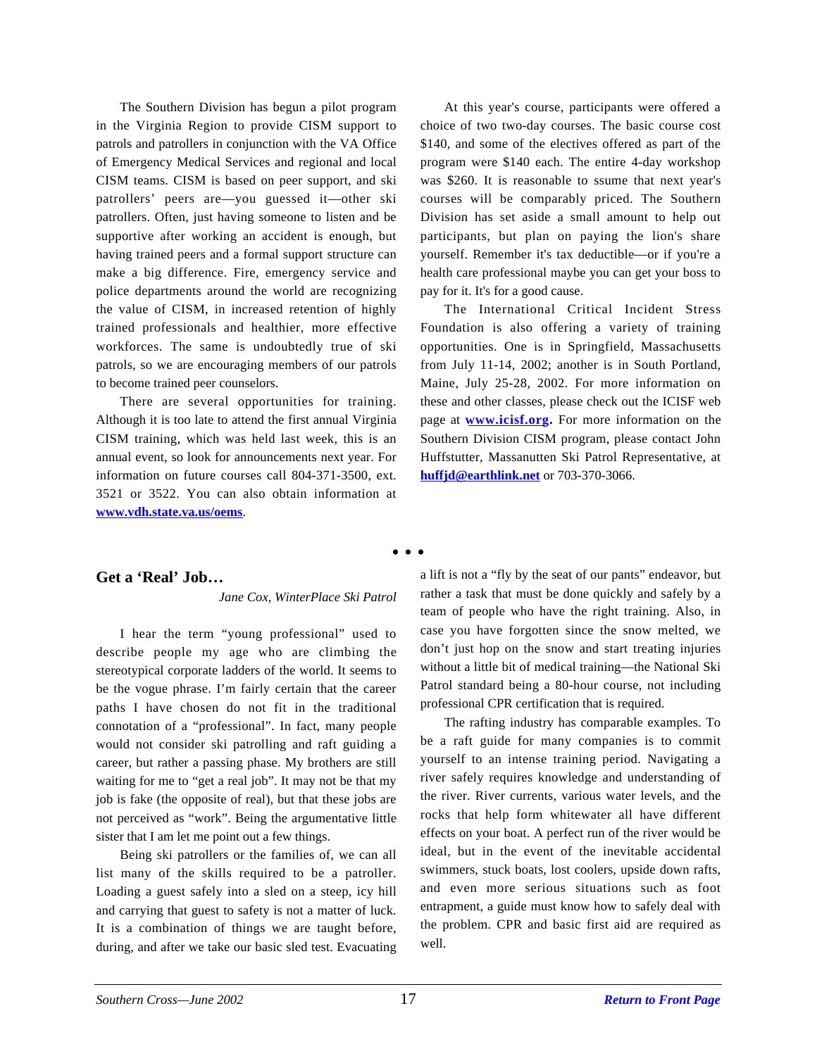The Southern Division has begun a pilot program in the Virginia Region to provide CISM support to patrols and patrollers in conjunction with the VA Office of Emergency Medical Services and regional and local CISM teams. CISM is based on peer support, and ski patrollers' peers are—you guessed it—other ski patrollers. Often, just having someone to listen and be supportive after working an accident is enough, but having trained peers and a formal support structure can make a big difference. Fire, emergency service and police departments around the world are recognizing the value of CISM, in increased retention of highly trained professionals and healthier, more effective workforces. The same is undoubtedly true of ski patrols, so we are encouraging members of our patrols to become trained peer counselors.

There are several opportunities for training. Although it is too late to attend the first annual Virginia CISM training, which was held last week, this is an annual event, so look for announcements next year. For information on future courses call 804-371-3500, ext. 3521 or 3522. You can also obtain information at **www.vdh.state.va.us/oems**.

At this year's course, participants were offered a choice of two two-day courses. The basic course cost $140, and some of the electives offered as part of the program were $140 each. The entire 4-day workshop was $260. It is reasonable to ssume that next year's courses will be comparably priced. The Southern Division has set aside a small amount to help out participants, but plan on paying the lion's share yourself. Remember it's tax deductible—or if you're a health care professional maybe you can get your boss to pay for it. It's for a good cause.

The International Critical Incident Stress Foundation is also offering a variety of training opportunities. One is in Springfield, Massachusetts from July 11-14, 2002; another is in South Portland, Maine, July 25-28, 2002. For more information on these and other classes, please check out the ICISF web page at **www.icisf.org.** For more information on the Southern Division CISM program, please contact John Huffstutter, Massanutten Ski Patrol Representative, at **huffjd@earthlink.net** or 703-370-3066.

• • •

## Get a 'Real' Job…

*Jane Cox, WinterPlace Ski Patrol*

I hear the term "young professional" used to describe people my age who are climbing the stereotypical corporate ladders of the world. It seems to be the vogue phrase. I'm fairly certain that the career paths I have chosen do not fit in the traditional connotation of a "professional". In fact, many people would not consider ski patrolling and raft guiding a career, but rather a passing phase. My brothers are still waiting for me to "get a real job". It may not be that my job is fake (the opposite of real), but that these jobs are not perceived as "work". Being the argumentative little sister that I am let me point out a few things.

Being ski patrollers or the families of, we can all list many of the skills required to be a patroller. Loading a guest safely into a sled on a steep, icy hill and carrying that guest to safety is not a matter of luck. It is a combination of things we are taught before, during, and after we take our basic sled test. Evacuating a lift is not a "fly by the seat of our pants" endeavor, but rather a task that must be done quickly and safely by a team of people who have the right training. Also, in case you have forgotten since the snow melted, we don't just hop on the snow and start treating injuries without a little bit of medical training—the National Ski Patrol standard being a 80-hour course, not including professional CPR certification that is required.

The rafting industry has comparable examples. To be a raft guide for many companies is to commit yourself to an intense training period. Navigating a river safely requires knowledge and understanding of the river. River currents, various water levels, and the rocks that help form whitewater all have different effects on your boat. A perfect run of the river would be ideal, but in the event of the inevitable accidental swimmers, stuck boats, lost coolers, upside down rafts, and even more serious situations such as foot entrapment, a guide must know how to safely deal with the problem. CPR and basic first aid are required as well.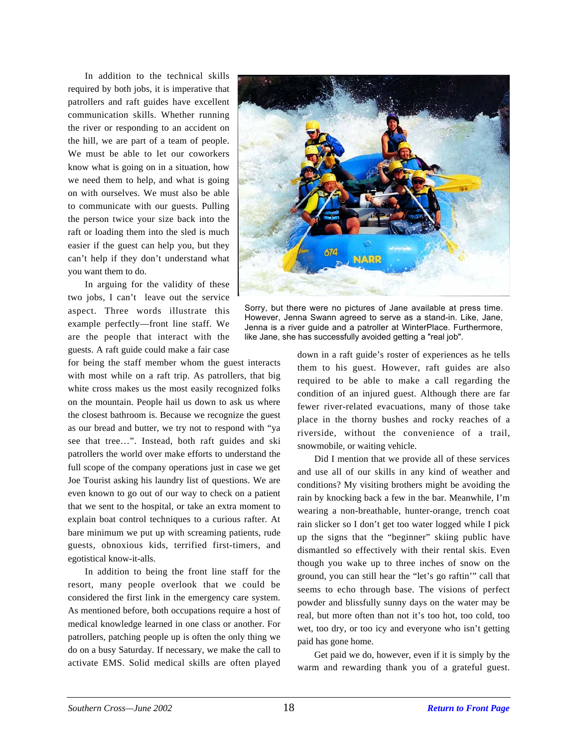In addition to the technical skills required by both jobs, it is imperative that patrollers and raft guides have excellent communication skills. Whether running the river or responding to an accident on the hill, we are part of a team of people. We must be able to let our coworkers know what is going on in a situation, how we need them to help, and what is going on with ourselves. We must also be able to communicate with our guests. Pulling the person twice your size back into the raft or loading them into the sled is much easier if the guest can help you, but they can't help if they don't understand what you want them to do.

In arguing for the validity of these two jobs, I can't leave out the service aspect. Three words illustrate this example perfectly—front line staff. We are the people that interact with the guests. A raft guide could make a fair case for being the staff member whom the guest interacts with most while on a raft trip. As patrollers, that big white cross makes us the most easily recognized folks on the mountain. People hail us down to ask us where the closest bathroom is. Because we recognize the guest as our bread and butter, we try not to respond with "ya see that tree…". Instead, both raft guides and ski patrollers the world over make efforts to understand the full scope of the company operations just in case we get Joe Tourist asking his laundry list of questions. We are even known to go out of our way to check on a patient that we sent to the hospital, or take an extra moment to explain boat control techniques to a curious rafter. At bare minimum we put up with screaming patients, rude guests, obnoxious kids, terrified first-timers, and egotistical know-it-alls.

Sorry, but there were no pictures of Jane available at press time. However, Jenna Swann agreed to serve as a stand-in. Like, Jane, Jenna is a river guide and a patroller at WinterPlace. Furthermore, like Jane, she has successfully avoided getting a "real job".

In addition to being the front line staff for the resort, many people overlook that we could be considered the first link in the emergency care system. As mentioned before, both occupations require a host of medical knowledge learned in one class or another. For patrollers, patching people up is often the only thing we do on a busy Saturday. If necessary, we make the call to activate EMS. Solid medical skills are often played down in a raft guide's roster of experiences as he tells them to his guest. However, raft guides are also required to be able to make a call regarding the condition of an injured guest. Although there are far fewer river-related evacuations, many of those take place in the thorny bushes and rocky reaches of a riverside, without the convenience of a trail, snowmobile, or waiting vehicle.

Did I mention that we provide all of these services and use all of our skills in any kind of weather and conditions? My visiting brothers might be avoiding the rain by knocking back a few in the bar. Meanwhile, I'm wearing a non-breathable, hunter-orange, trench coat rain slicker so I don't get too water logged while I pick up the signs that the "beginner" skiing public have dismantled so effectively with their rental skis. Even though you wake up to three inches of snow on the ground, you can still hear the "let's go raftin'" call that seems to echo through base. The visions of perfect powder and blissfully sunny days on the water may be real, but more often than not it's too hot, too cold, too wet, too dry, or too icy and everyone who isn't getting paid has gone home.

Get paid we do, however, even if it is simply by the warm and rewarding thank you of a grateful guest.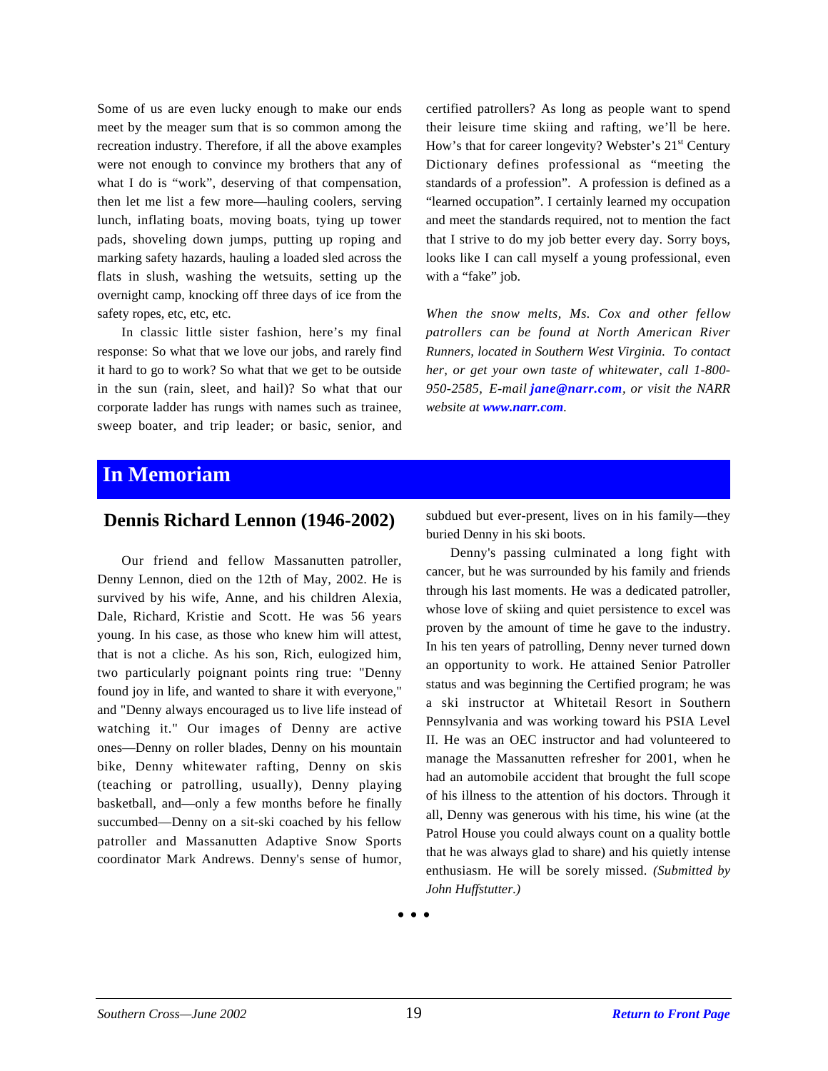Some of us are even lucky enough to make our ends meet by the meager sum that is so common among the recreation industry. Therefore, if all the above examples were not enough to convince my brothers that any of what I do is "work", deserving of that compensation, then let me list a few more—hauling coolers, serving lunch, inflating boats, moving boats, tying up tower pads, shoveling down jumps, putting up roping and marking safety hazards, hauling a loaded sled across the flats in slush, washing the wetsuits, setting up the overnight camp, knocking off three days of ice from the safety ropes, etc, etc, etc.

In classic little sister fashion, here's my final response: So what that we love our jobs, and rarely find it hard to go to work? So what that we get to be outside in the sun (rain, sleet, and hail)? So what that our corporate ladder has rungs with names such as trainee, sweep boater, and trip leader; or basic, senior, and certified patrollers? As long as people want to spend their leisure time skiing and rafting, we'll be here. How's that for career longevity? Webster's 21st Century Dictionary defines professional as "meeting the standards of a profession". A profession is defined as a "learned occupation". I certainly learned my occupation and meet the standards required, not to mention the fact that I strive to do my job better every day. Sorry boys, looks like I can call myself a young professional, even with a "fake" job.

*When the snow melts, Ms. Cox and other fellow patrollers can be found at North American River Runners, located in Southern West Virginia. To contact her, or get your own taste of whitewater, call 1-800-950-2585, E-mail **jane@narr.com**, or visit the NARR website at **www.narr.com**.*

# In Memoriam

## Dennis Richard Lennon (1946-2002)

Our friend and fellow Massanutten patroller, Denny Lennon, died on the 12th of May, 2002. He is survived by his wife, Anne, and his children Alexia, Dale, Richard, Kristie and Scott. He was 56 years young. In his case, as those who knew him will attest, that is not a cliche. As his son, Rich, eulogized him, two particularly poignant points ring true: "Denny found joy in life, and wanted to share it with everyone," and "Denny always encouraged us to live life instead of watching it." Our images of Denny are active ones—Denny on roller blades, Denny on his mountain bike, Denny whitewater rafting, Denny on skis (teaching or patrolling, usually), Denny playing basketball, and—only a few months before he finally succumbed—Denny on a sit-ski coached by his fellow patroller and Massanutten Adaptive Snow Sports coordinator Mark Andrews. Denny's sense of humor, subdued but ever-present, lives on in his family—they buried Denny in his ski boots.

Denny's passing culminated a long fight with cancer, but he was surrounded by his family and friends through his last moments. He was a dedicated patroller, whose love of skiing and quiet persistence to excel was proven by the amount of time he gave to the industry. In his ten years of patrolling, Denny never turned down an opportunity to work. He attained Senior Patroller status and was beginning the Certified program; he was a ski instructor at Whitetail Resort in Southern Pennsylvania and was working toward his PSIA Level II. He was an OEC instructor and had volunteered to manage the Massanutten refresher for 2001, when he had an automobile accident that brought the full scope of his illness to the attention of his doctors. Through it all, Denny was generous with his time, his wine (at the Patrol House you could always count on a quality bottle that he was always glad to share) and his quietly intense enthusiasm. He will be sorely missed. *(Submitted by John Huffstutter.)*

• • •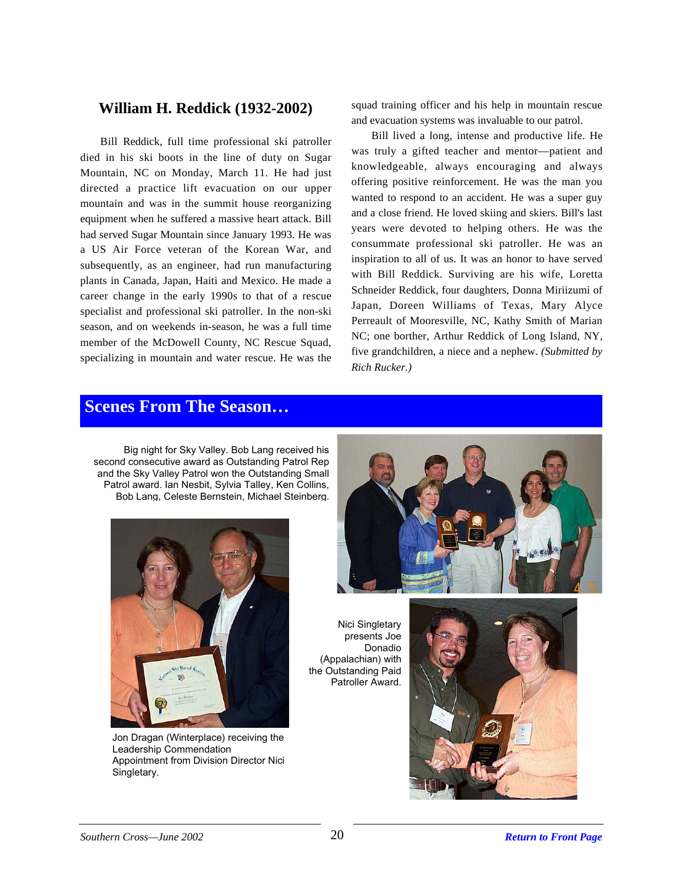## William H. Reddick (1932-2002)

Bill Reddick, full time professional ski patroller died in his ski boots in the line of duty on Sugar Mountain, NC on Monday, March 11. He had just directed a practice lift evacuation on our upper mountain and was in the summit house reorganizing equipment when he suffered a massive heart attack. Bill had served Sugar Mountain since January 1993. He was a US Air Force veteran of the Korean War, and subsequently, as an engineer, had run manufacturing plants in Canada, Japan, Haiti and Mexico. He made a career change in the early 1990s to that of a rescue specialist and professional ski patroller. In the non-ski season, and on weekends in-season, he was a full time member of the McDowell County, NC Rescue Squad, specializing in mountain and water rescue. He was the squad training officer and his help in mountain rescue and evacuation systems was invaluable to our patrol.

Bill lived a long, intense and productive life. He was truly a gifted teacher and mentor—patient and knowledgeable, always encouraging and always offering positive reinforcement. He was the man you wanted to respond to an accident. He was a super guy and a close friend. He loved skiing and skiers. Bill's last years were devoted to helping others. He was the consummate professional ski patroller. He was an inspiration to all of us. It was an honor to have served with Bill Reddick. Surviving are his wife, Loretta Schneider Reddick, four daughters, Donna Miriizumi of Japan, Doreen Williams of Texas, Mary Alyce Perreault of Mooresville, NC, Kathy Smith of Marian NC; one borther, Arthur Reddick of Long Island, NY, five grandchildren, a niece and a nephew. *(Submitted by Rich Rucker.)*

## Scenes From The Season…

Big night for Sky Valley. Bob Lang received his second consecutive award as Outstanding Patrol Rep and the Sky Valley Patrol won the Outstanding Small Patrol award. Ian Nesbit, Sylvia Talley, Ken Collins, Bob Lang, Celeste Bernstein, Michael Steinberg.

Jon Dragan (Winterplace) receiving the Leadership Commendation Appointment from Division Director Nici Singletary.

Nici Singletary presents Joe Donadio (Appalachian) with the Outstanding Paid Patroller Award.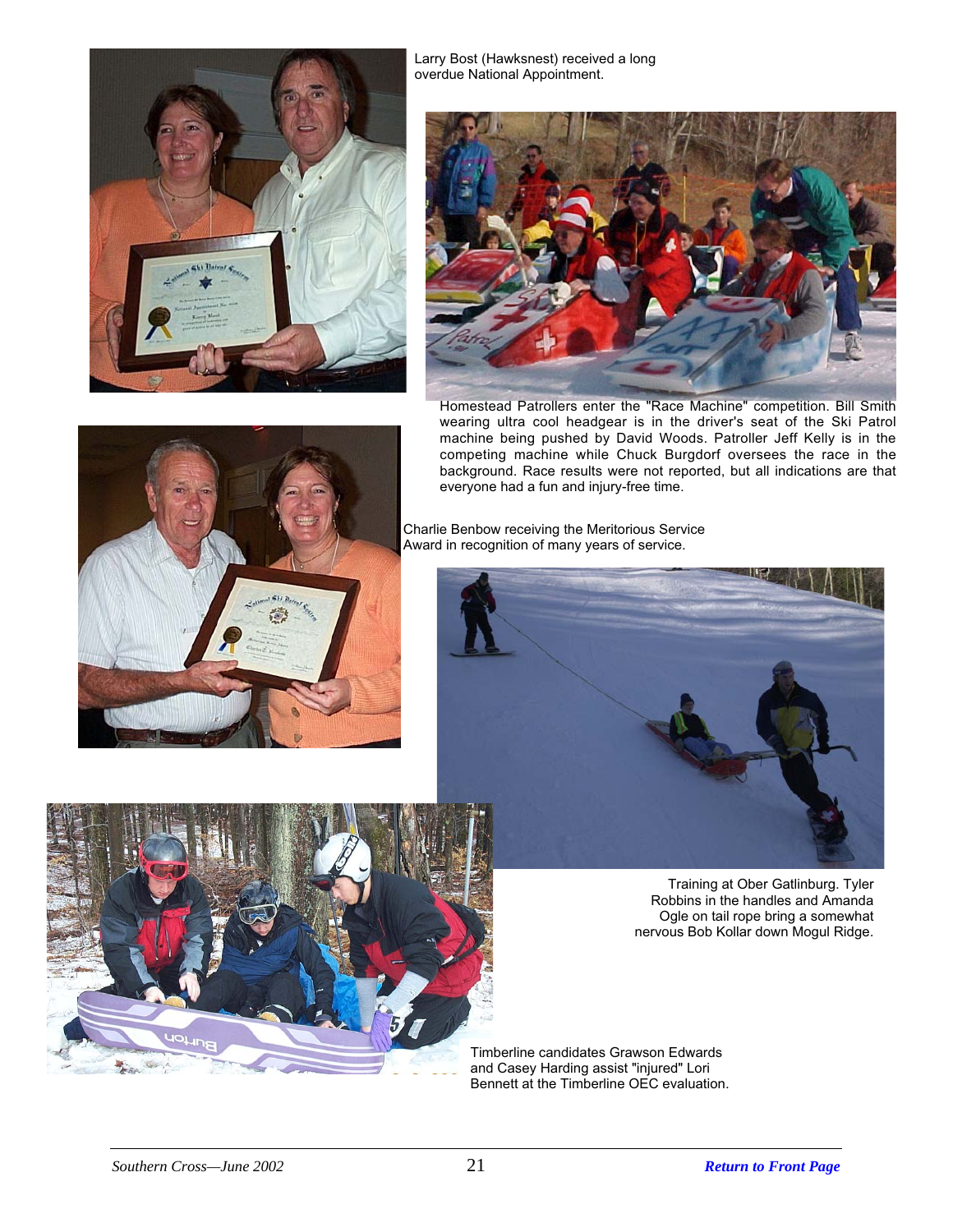Larry Bost (Hawksnest) received a long overdue National Appointment.

Homestead Patrollers enter the "Race Machine" competition. Bill Smith wearing ultra cool headgear is in the driver's seat of the Ski Patrol machine being pushed by David Woods. Patroller Jeff Kelly is in the competing machine while Chuck Burgdorf oversees the race in the background. Race results were not reported, but all indications are that everyone had a fun and injury-free time.

Charlie Benbow receiving the Meritorious Service Award in recognition of many years of service.

Training at Ober Gatlinburg. Tyler Robbins in the handles and Amanda Ogle on tail rope bring a somewhat nervous Bob Kollar down Mogul Ridge.

Timberline candidates Grawson Edwards and Casey Harding assist "injured" Lori Bennett at the Timberline OEC evaluation.

**Return to Front Page**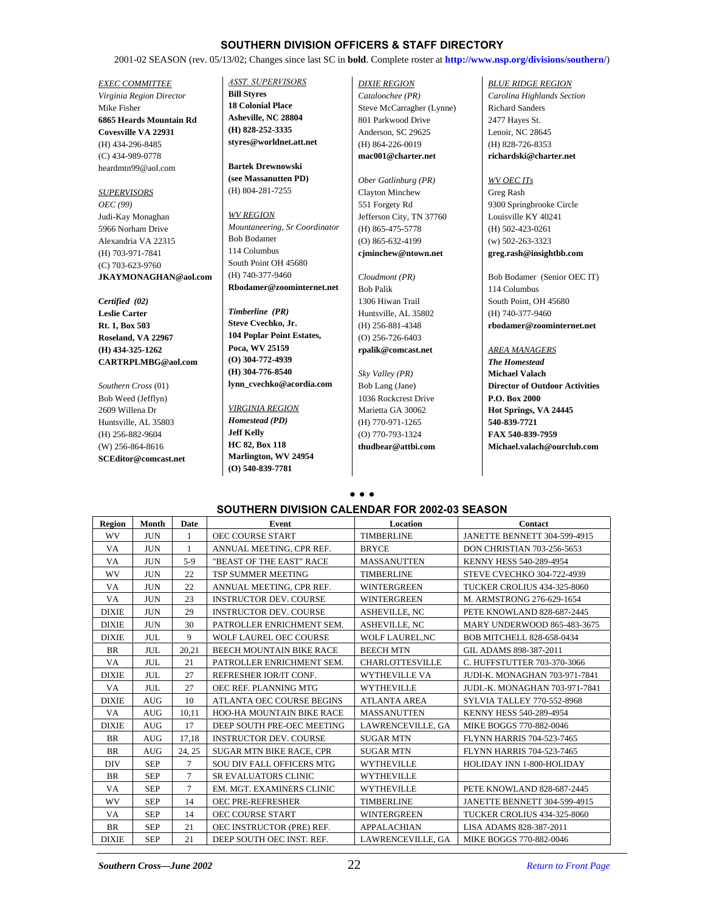## SOUTHERN DIVISION OFFICERS & STAFF DIRECTORY

2001-02 SEASON (rev. 05/13/02; Changes since last SC in **bold**. Complete roster at **http://www.nsp.org/divisions/southern/**)

*EXEC COMMITTEE*
*Virginia Region Director*
Mike Fisher
**6865 Heards Mountain Rd**
**Covesville VA 22931**
(H) 434-296-8485
(C) 434-989-0778
heardmtn99@aol.com

*SUPERVISORS*
*OEC (99)*
Judi-Kay Monaghan
5966 Norham Drive
Alexandria VA 22315
(H) 703-971-7841
(C) 703-623-9760
**JKAYMONAGHAN@aol.com**

***Certified (02)***
**Leslie Carter**
**Rt. 1, Box 503**
**Roseland, VA 22967**
**(H) 434-325-1262**
**CARTRPLMBG@aol.com**

*Southern Cross* (01)
Bob Weed (Jefflyn)
2609 Willena Dr
Huntsville, AL 35803
(H) 256-882-9604
(W) 256-864-8616
**SCEditor@comcast.net**

*ASST. SUPERVISORS*
**Bill Styres**
**18 Colonial Place**
**Asheville, NC 28804**
**(H) 828-252-3335**
**styres@worldnet.att.net**

**Bartek Drewnowski**
**(see Massanutten PD)**
(H) 804-281-7255

*WV REGION*
*Mountaneering, Sr Coordinator*
Bob Bodamer
114 Columbus
South Point OH 45680
(H) 740-377-9460
**Rbodamer@zoominternet.net**

***Timberline (PR)***
**Steve Cvechko, Jr.**
**104 Poplar Point Estates,**
**Poca, WV 25159**
**(O) 304-772-4939**
**(H) 304-776-8540**
**lynn_cvechko@acordia.com**

*VIRGINIA REGION*
***Homestead (PD)***
**Jeff Kelly**
**HC 82, Box 118**
**Marlington, WV 24954**
**(O) 540-839-7781**

*DIXIE REGION*
*Cataloochee (PR)*
Steve McCarragher (Lynne)
801 Parkwood Drive
Anderson, SC 29625
(H) 864-226-0019
**mac001@charter.net**

*Ober Gatlinburg (PR)*
Clayton Minchew
551 Forgety Rd
Jefferson City, TN 37760
(H) 865-475-5778
(O) 865-632-4199
**cjminchew@ntown.net**

*Cloudmont (PR)*
Bob Palik
1306 Hiwan Trail
Huntsville, AL 35802
(H) 256-881-4348
(O) 256-726-6403
**rpalik@comcast.net**

*Sky Valley (PR)*
Bob Lang (Jane)
1036 Rockcrest Drive
Marietta GA 30062
(H) 770-971-1265
(O) 770-793-1324
**thudbear@attbi.com**

*BLUE RIDGE REGION*
*Carolina Highlands Section*
Richard Sanders
2477 Hayes St.
Lenoir, NC 28645
(H) 828-726-8353
**richardski@charter.net**

*WV OEC ITs*
Greg Rash
9300 Springbrooke Circle
Louisville KY 40241
(H) 502-423-0261
(w) 502-263-3323
**greg.rash@insightbb.com**

Bob Bodamer (Senior OEC IT)
114 Columbus
South Point, OH 45680
(H) 740-377-9460
**rbodamer@zoominternet.net**

*AREA MANAGERS*
***The Homestead***
**Michael Valach**
**Director of Outdoor Activities**
**P.O. Box 2000**
**Hot Springs, VA 24445**
**540-839-7721**
**FAX 540-839-7959**
**Michael.valach@ourclub.com**

• • •

## SOUTHERN DIVISION CALENDAR FOR 2002-03 SEASON

| Region | Month | Date | Event | Location | Contact |
|---|---|---|---|---|---|
| WV | JUN | 1 | OEC COURSE START | TIMBERLINE | JANETTE BENNETT 304-599-4915 |
| VA | JUN | 1 | ANNUAL MEETING, CPR REF. | BRYCE | DON CHRISTIAN 703-256-5653 |
| VA | JUN | 5-9 | "BEAST OF THE EAST" RACE | MASSANUTTEN | KENNY HESS 540-289-4954 |
| WV | JUN | 22 | TSP SUMMER MEETING | TIMBERLINE | STEVE CVECHKO 304-722-4939 |
| VA | JUN | 22 | ANNUAL MEETING, CPR REF. | WINTERGREEN | TUCKER CROLIUS 434-325-8060 |
| VA | JUN | 23 | INSTRUCTOR DEV. COURSE | WINTERGREEN | M. ARMSTRONG 276-629-1654 |
| DIXIE | JUN | 29 | INSTRUCTOR DEV. COURSE | ASHEVILLE, NC | PETE KNOWLAND 828-687-2445 |
| DIXIE | JUN | 30 | PATROLLER ENRICHMENT SEM. | ASHEVILLE, NC | MARY UNDERWOOD 865-483-3675 |
| DIXIE | JUL | 9 | WOLF LAUREL OEC COURSE | WOLF LAUREL,NC | BOB MITCHELL 828-658-0434 |
| BR | JUL | 20,21 | BEECH MOUNTAIN BIKE RACE | BEECH MTN | GIL ADAMS 898-387-2011 |
| VA | JUL | 21 | PATROLLER ENRICHMENT SEM. | CHARLOTTESVILLE | C. HUFFSTUTTER 703-370-3066 |
| DIXIE | JUL | 27 | REFRESHER IOR/IT CONF. | WYTHEVILLE VA | JUDI-K. MONAGHAN 703-971-7841 |
| VA | JUL | 27 | OEC REF. PLANNING MTG | WYTHEVILLE | JUDI.-K. MONAGHAN 703-971-7841 |
| DIXIE | AUG | 10 | ATLANTA OEC COURSE BEGINS | ATLANTA AREA | SYLVIA TALLEY 770-552-8968 |
| VA | AUG | 10,11 | HOO-HA MOUNTAIN BIKE RACE | MASSANUTTEN | KENNY HESS 540-289-4954 |
| DIXIE | AUG | 17 | DEEP SOUTH PRE-OEC MEETING | LAWRENCEVILLE, GA | MIKE BOGGS 770-882-0046 |
| BR | AUG | 17,18 | INSTRUCTOR DEV. COURSE | SUGAR MTN | FLYNN HARRIS 704-523-7465 |
| BR | AUG | 24, 25 | SUGAR MTN BIKE RACE, CPR | SUGAR MTN | FLYNN HARRIS 704-523-7465 |
| DIV | SEP | 7 | SOU DIV FALL OFFICERS MTG | WYTHEVILLE | HOLIDAY INN 1-800-HOLIDAY |
| BR | SEP | 7 | SR EVALUATORS CLINIC | WYTHEVILLE | |
| VA | SEP | 7 | EM. MGT. EXAMINERS CLINIC | WYTHEVILLE | PETE KNOWLAND 828-687-2445 |
| WV | SEP | 14 | OEC PRE-REFRESHER | TIMBERLINE | JANETTE BENNETT 304-599-4915 |
| VA | SEP | 14 | OEC COURSE START | WINTERGREEN | TUCKER CROLIUS 434-325-8060 |
| BR | SEP | 21 | OEC INSTRUCTOR (PRE) REF. | APPALACHIAN | LISA ADAMS 828-387-2011 |
| DIXIE | SEP | 21 | DEEP SOUTH OEC INST. REF. | LAWRENCEVILLE, GA | MIKE BOGGS 770-882-0046 |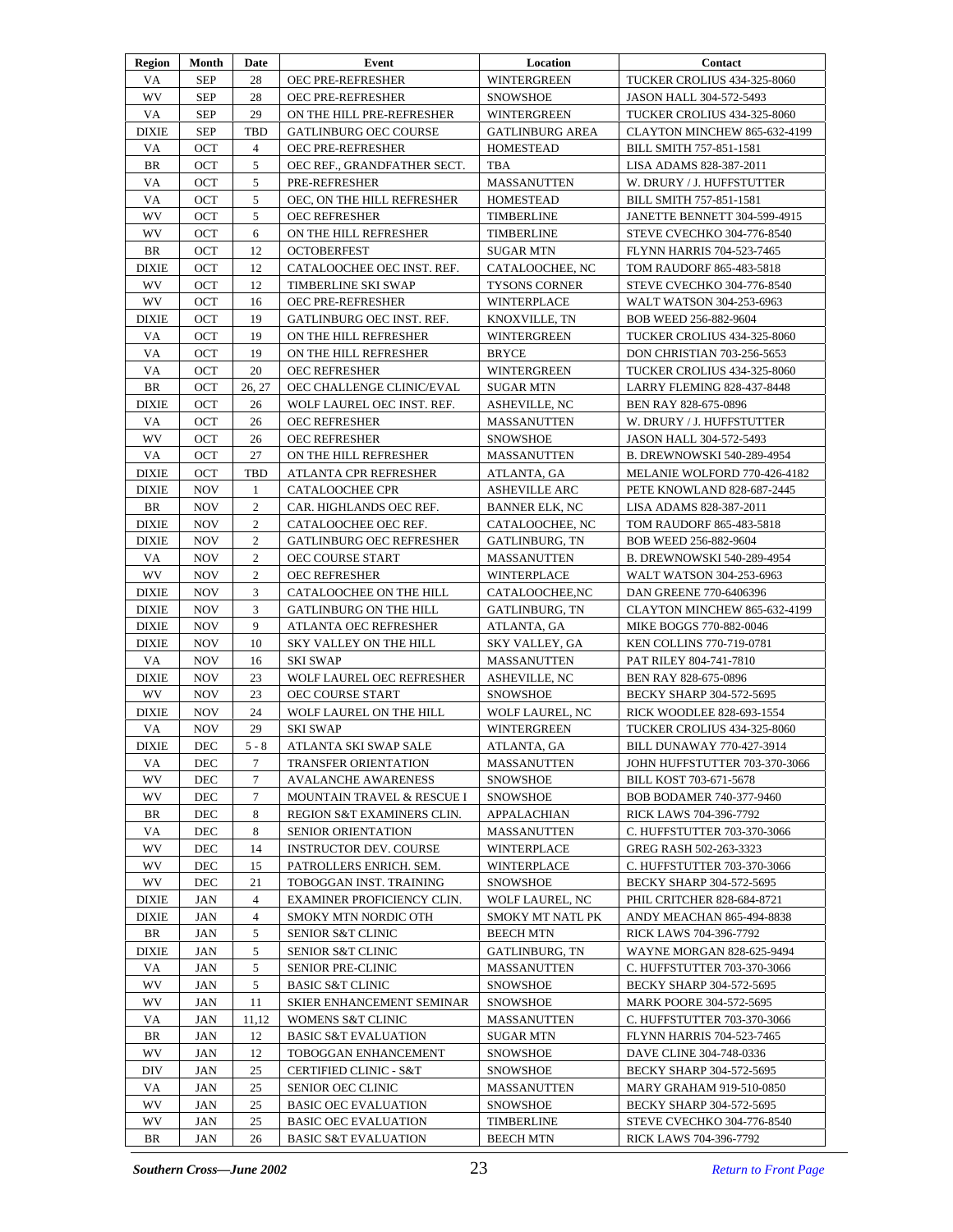| Region | Month | Date | Event | Location | Contact |
|---|---|---|---|---|---|
| VA | SEP | 28 | OEC PRE-REFRESHER | WINTERGREEN | TUCKER CROLIUS 434-325-8060 |
| WV | SEP | 28 | OEC PRE-REFRESHER | SNOWSHOE | JASON HALL 304-572-5493 |
| VA | SEP | 29 | ON THE HILL PRE-REFRESHER | WINTERGREEN | TUCKER CROLIUS 434-325-8060 |
| DIXIE | SEP | TBD | GATLINBURG OEC COURSE | GATLINBURG AREA | CLAYTON MINCHEW 865-632-4199 |
| VA | OCT | 4 | OEC PRE-REFRESHER | HOMESTEAD | BILL SMITH 757-851-1581 |
| BR | OCT | 5 | OEC REF., GRANDFATHER SECT. | TBA | LISA ADAMS 828-387-2011 |
| VA | OCT | 5 | PRE-REFRESHER | MASSANUTTEN | W. DRURY / J. HUFFSTUTTER |
| VA | OCT | 5 | OEC, ON THE HILL REFRESHER | HOMESTEAD | BILL SMITH 757-851-1581 |
| WV | OCT | 5 | OEC REFRESHER | TIMBERLINE | JANETTE BENNETT 304-599-4915 |
| WV | OCT | 6 | ON THE HILL REFRESHER | TIMBERLINE | STEVE CVECHKO 304-776-8540 |
| BR | OCT | 12 | OCTOBERFEST | SUGAR MTN | FLYNN HARRIS 704-523-7465 |
| DIXIE | OCT | 12 | CATALOOCHEE OEC INST. REF. | CATALOOCHEE, NC | TOM RAUDORF 865-483-5818 |
| WV | OCT | 12 | TIMBERLINE SKI SWAP | TYSONS CORNER | STEVE CVECHKO 304-776-8540 |
| WV | OCT | 16 | OEC PRE-REFRESHER | WINTERPLACE | WALT WATSON 304-253-6963 |
| DIXIE | OCT | 19 | GATLINBURG OEC INST. REF. | KNOXVILLE, TN | BOB WEED 256-882-9604 |
| VA | OCT | 19 | ON THE HILL REFRESHER | WINTERGREEN | TUCKER CROLIUS 434-325-8060 |
| VA | OCT | 19 | ON THE HILL REFRESHER | BRYCE | DON CHRISTIAN 703-256-5653 |
| VA | OCT | 20 | OEC REFRESHER | WINTERGREEN | TUCKER CROLIUS 434-325-8060 |
| BR | OCT | 26, 27 | OEC CHALLENGE CLINIC/EVAL | SUGAR MTN | LARRY FLEMING 828-437-8448 |
| DIXIE | OCT | 26 | WOLF LAUREL OEC INST. REF. | ASHEVILLE, NC | BEN RAY 828-675-0896 |
| VA | OCT | 26 | OEC REFRESHER | MASSANUTTEN | W. DRURY / J. HUFFSTUTTER |
| WV | OCT | 26 | OEC REFRESHER | SNOWSHOE | JASON HALL 304-572-5493 |
| VA | OCT | 27 | ON THE HILL REFRESHER | MASSANUTTEN | B. DREWNOWSKI 540-289-4954 |
| DIXIE | OCT | TBD | ATLANTA CPR REFRESHER | ATLANTA, GA | MELANIE WOLFORD 770-426-4182 |
| DIXIE | NOV | 1 | CATALOOCHEE CPR | ASHEVILLE ARC | PETE KNOWLAND 828-687-2445 |
| BR | NOV | 2 | CAR. HIGHLANDS OEC REF. | BANNER ELK, NC | LISA ADAMS 828-387-2011 |
| DIXIE | NOV | 2 | CATALOOCHEE OEC REF. | CATALOOCHEE, NC | TOM RAUDORF 865-483-5818 |
| DIXIE | NOV | 2 | GATLINBURG OEC REFRESHER | GATLINBURG, TN | BOB WEED 256-882-9604 |
| VA | NOV | 2 | OEC COURSE START | MASSANUTTEN | B. DREWNOWSKI 540-289-4954 |
| WV | NOV | 2 | OEC REFRESHER | WINTERPLACE | WALT WATSON 304-253-6963 |
| DIXIE | NOV | 3 | CATALOOCHEE ON THE HILL | CATALOOCHEE,NC | DAN GREENE 770-6406396 |
| DIXIE | NOV | 3 | GATLINBURG ON THE HILL | GATLINBURG, TN | CLAYTON MINCHEW 865-632-4199 |
| DIXIE | NOV | 9 | ATLANTA OEC REFRESHER | ATLANTA, GA | MIKE BOGGS 770-882-0046 |
| DIXIE | NOV | 10 | SKY VALLEY ON THE HILL | SKY VALLEY, GA | KEN COLLINS 770-719-0781 |
| VA | NOV | 16 | SKI SWAP | MASSANUTTEN | PAT RILEY 804-741-7810 |
| DIXIE | NOV | 23 | WOLF LAUREL OEC REFRESHER | ASHEVILLE, NC | BEN RAY 828-675-0896 |
| WV | NOV | 23 | OEC COURSE START | SNOWSHOE | BECKY SHARP 304-572-5695 |
| DIXIE | NOV | 24 | WOLF LAUREL ON THE HILL | WOLF LAUREL, NC | RICK WOODLEE 828-693-1554 |
| VA | NOV | 29 | SKI SWAP | WINTERGREEN | TUCKER CROLIUS 434-325-8060 |
| DIXIE | DEC | 5 - 8 | ATLANTA SKI SWAP SALE | ATLANTA, GA | BILL DUNAWAY 770-427-3914 |
| VA | DEC | 7 | TRANSFER ORIENTATION | MASSANUTTEN | JOHN HUFFSTUTTER 703-370-3066 |
| WV | DEC | 7 | AVALANCHE AWARENESS | SNOWSHOE | BILL KOST 703-671-5678 |
| WV | DEC | 7 | MOUNTAIN TRAVEL & RESCUE I | SNOWSHOE | BOB BODAMER 740-377-9460 |
| BR | DEC | 8 | REGION S&T EXAMINERS CLIN. | APPALACHIAN | RICK LAWS 704-396-7792 |
| VA | DEC | 8 | SENIOR ORIENTATION | MASSANUTTEN | C. HUFFSTUTTER 703-370-3066 |
| WV | DEC | 14 | INSTRUCTOR DEV. COURSE | WINTERPLACE | GREG RASH 502-263-3323 |
| WV | DEC | 15 | PATROLLERS ENRICH. SEM. | WINTERPLACE | C. HUFFSTUTTER 703-370-3066 |
| WV | DEC | 21 | TOBOGGAN INST. TRAINING | SNOWSHOE | BECKY SHARP 304-572-5695 |
| DIXIE | JAN | 4 | EXAMINER PROFICIENCY CLIN. | WOLF LAUREL, NC | PHIL CRITCHER 828-684-8721 |
| DIXIE | JAN | 4 | SMOKY MTN NORDIC OTH | SMOKY MT NATL PK | ANDY MEACHAN 865-494-8838 |
| BR | JAN | 5 | SENIOR S&T CLINIC | BEECH MTN | RICK LAWS 704-396-7792 |
| DIXIE | JAN | 5 | SENIOR S&T CLINIC | GATLINBURG, TN | WAYNE MORGAN 828-625-9494 |
| VA | JAN | 5 | SENIOR PRE-CLINIC | MASSANUTTEN | C. HUFFSTUTTER 703-370-3066 |
| WV | JAN | 5 | BASIC S&T CLINIC | SNOWSHOE | BECKY SHARP 304-572-5695 |
| WV | JAN | 11 | SKIER ENHANCEMENT SEMINAR | SNOWSHOE | MARK POORE 304-572-5695 |
| VA | JAN | 11,12 | WOMENS S&T CLINIC | MASSANUTTEN | C. HUFFSTUTTER 703-370-3066 |
| BR | JAN | 12 | BASIC S&T EVALUATION | SUGAR MTN | FLYNN HARRIS 704-523-7465 |
| WV | JAN | 12 | TOBOGGAN ENHANCEMENT | SNOWSHOE | DAVE CLINE 304-748-0336 |
| DIV | JAN | 25 | CERTIFIED CLINIC - S&T | SNOWSHOE | BECKY SHARP 304-572-5695 |
| VA | JAN | 25 | SENIOR OEC CLINIC | MASSANUTTEN | MARY GRAHAM 919-510-0850 |
| WV | JAN | 25 | BASIC OEC EVALUATION | SNOWSHOE | BECKY SHARP 304-572-5695 |
| WV | JAN | 25 | BASIC OEC EVALUATION | TIMBERLINE | STEVE CVECHKO 304-776-8540 |
| BR | JAN | 26 | BASIC S&T EVALUATION | BEECH MTN | RICK LAWS 704-396-7792 |

Return to Front Page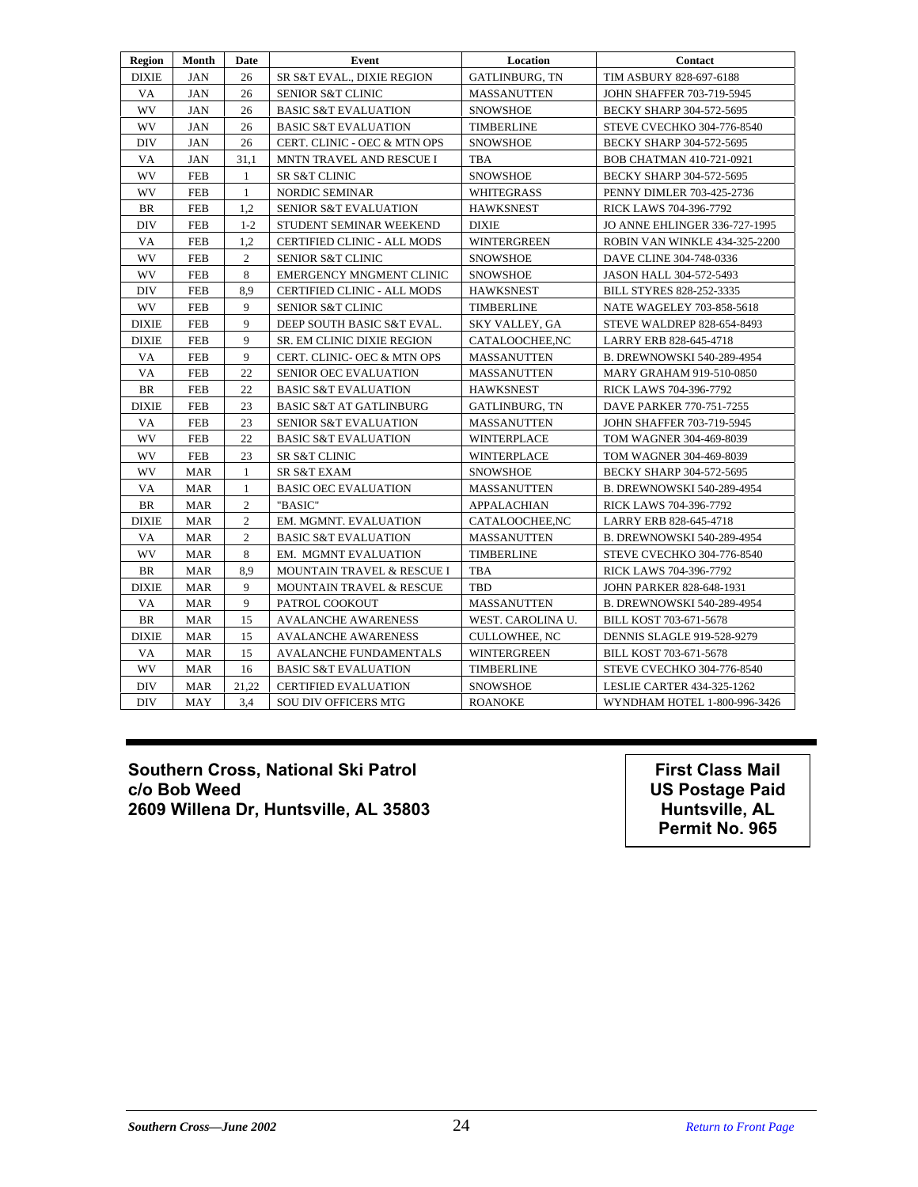| Region | Month | Date | Event | Location | Contact |
|---|---|---|---|---|---|
| DIXIE | JAN | 26 | SR S&T EVAL., DIXIE REGION | GATLINBURG, TN | TIM ASBURY 828-697-6188 |
| VA | JAN | 26 | SENIOR S&T CLINIC | MASSANUTTEN | JOHN SHAFFER 703-719-5945 |
| WV | JAN | 26 | BASIC S&T EVALUATION | SNOWSHOE | BECKY SHARP 304-572-5695 |
| WV | JAN | 26 | BASIC S&T EVALUATION | TIMBERLINE | STEVE CVECHKO 304-776-8540 |
| DIV | JAN | 26 | CERT. CLINIC - OEC & MTN OPS | SNOWSHOE | BECKY SHARP 304-572-5695 |
| VA | JAN | 31,1 | MNTN TRAVEL AND RESCUE I | TBA | BOB CHATMAN 410-721-0921 |
| WV | FEB | 1 | SR S&T CLINIC | SNOWSHOE | BECKY SHARP 304-572-5695 |
| WV | FEB | 1 | NORDIC SEMINAR | WHITEGRASS | PENNY DIMLER 703-425-2736 |
| BR | FEB | 1,2 | SENIOR S&T EVALUATION | HAWKSNEST | RICK LAWS 704-396-7792 |
| DIV | FEB | 1-2 | STUDENT SEMINAR WEEKEND | DIXIE | JO ANNE EHLINGER 336-727-1995 |
| VA | FEB | 1,2 | CERTIFIED CLINIC - ALL MODS | WINTERGREEN | ROBIN VAN WINKLE 434-325-2200 |
| WV | FEB | 2 | SENIOR S&T CLINIC | SNOWSHOE | DAVE CLINE 304-748-0336 |
| WV | FEB | 8 | EMERGENCY MNGMENT CLINIC | SNOWSHOE | JASON HALL 304-572-5493 |
| DIV | FEB | 8,9 | CERTIFIED CLINIC - ALL MODS | HAWKSNEST | BILL STYRES 828-252-3335 |
| WV | FEB | 9 | SENIOR S&T CLINIC | TIMBERLINE | NATE WAGELEY 703-858-5618 |
| DIXIE | FEB | 9 | DEEP SOUTH BASIC S&T EVAL. | SKY VALLEY, GA | STEVE WALDREP 828-654-8493 |
| DIXIE | FEB | 9 | SR. EM CLINIC DIXIE REGION | CATALOOCHEE,NC | LARRY ERB 828-645-4718 |
| VA | FEB | 9 | CERT. CLINIC- OEC & MTN OPS | MASSANUTTEN | B. DREWNOWSKI 540-289-4954 |
| VA | FEB | 22 | SENIOR OEC EVALUATION | MASSANUTTEN | MARY GRAHAM 919-510-0850 |
| BR | FEB | 22 | BASIC S&T EVALUATION | HAWKSNEST | RICK LAWS 704-396-7792 |
| DIXIE | FEB | 23 | BASIC S&T AT GATLINBURG | GATLINBURG, TN | DAVE PARKER 770-751-7255 |
| VA | FEB | 23 | SENIOR S&T EVALUATION | MASSANUTTEN | JOHN SHAFFER 703-719-5945 |
| WV | FEB | 22 | BASIC S&T EVALUATION | WINTERPLACE | TOM WAGNER 304-469-8039 |
| WV | FEB | 23 | SR S&T CLINIC | WINTERPLACE | TOM WAGNER 304-469-8039 |
| WV | MAR | 1 | SR S&T EXAM | SNOWSHOE | BECKY SHARP 304-572-5695 |
| VA | MAR | 1 | BASIC OEC EVALUATION | MASSANUTTEN | B. DREWNOWSKI 540-289-4954 |
| BR | MAR | 2 | "BASIC" | APPALACHIAN | RICK LAWS 704-396-7792 |
| DIXIE | MAR | 2 | EM. MGMNT. EVALUATION | CATALOOCHEE,NC | LARRY ERB 828-645-4718 |
| VA | MAR | 2 | BASIC S&T EVALUATION | MASSANUTTEN | B. DREWNOWSKI 540-289-4954 |
| WV | MAR | 8 | EM. MGMNT EVALUATION | TIMBERLINE | STEVE CVECHKO 304-776-8540 |
| BR | MAR | 8,9 | MOUNTAIN TRAVEL & RESCUE I | TBA | RICK LAWS 704-396-7792 |
| DIXIE | MAR | 9 | MOUNTAIN TRAVEL & RESCUE | TBD | JOHN PARKER 828-648-1931 |
| VA | MAR | 9 | PATROL COOKOUT | MASSANUTTEN | B. DREWNOWSKI 540-289-4954 |
| BR | MAR | 15 | AVALANCHE AWARENESS | WEST. CAROLINA U. | BILL KOST 703-671-5678 |
| DIXIE | MAR | 15 | AVALANCHE AWARENESS | CULLOWHEE, NC | DENNIS SLAGLE 919-528-9279 |
| VA | MAR | 15 | AVALANCHE FUNDAMENTALS | WINTERGREEN | BILL KOST 703-671-5678 |
| WV | MAR | 16 | BASIC S&T EVALUATION | TIMBERLINE | STEVE CVECHKO 304-776-8540 |
| DIV | MAR | 21,22 | CERTIFIED EVALUATION | SNOWSHOE | LESLIE CARTER 434-325-1262 |
| DIV | MAY | 3,4 | SOU DIV OFFICERS MTG | ROANOKE | WYNDHAM HOTEL 1-800-996-3426 |

**Southern Cross, National Ski Patrol**
**c/o Bob Weed**
**2609 Willena Dr, Huntsville, AL 35803**

**First Class Mail**
**US Postage Paid**
**Huntsville, AL**
**Permit No. 965**

*Southern Cross—June 2002*

*Return to Front Page*